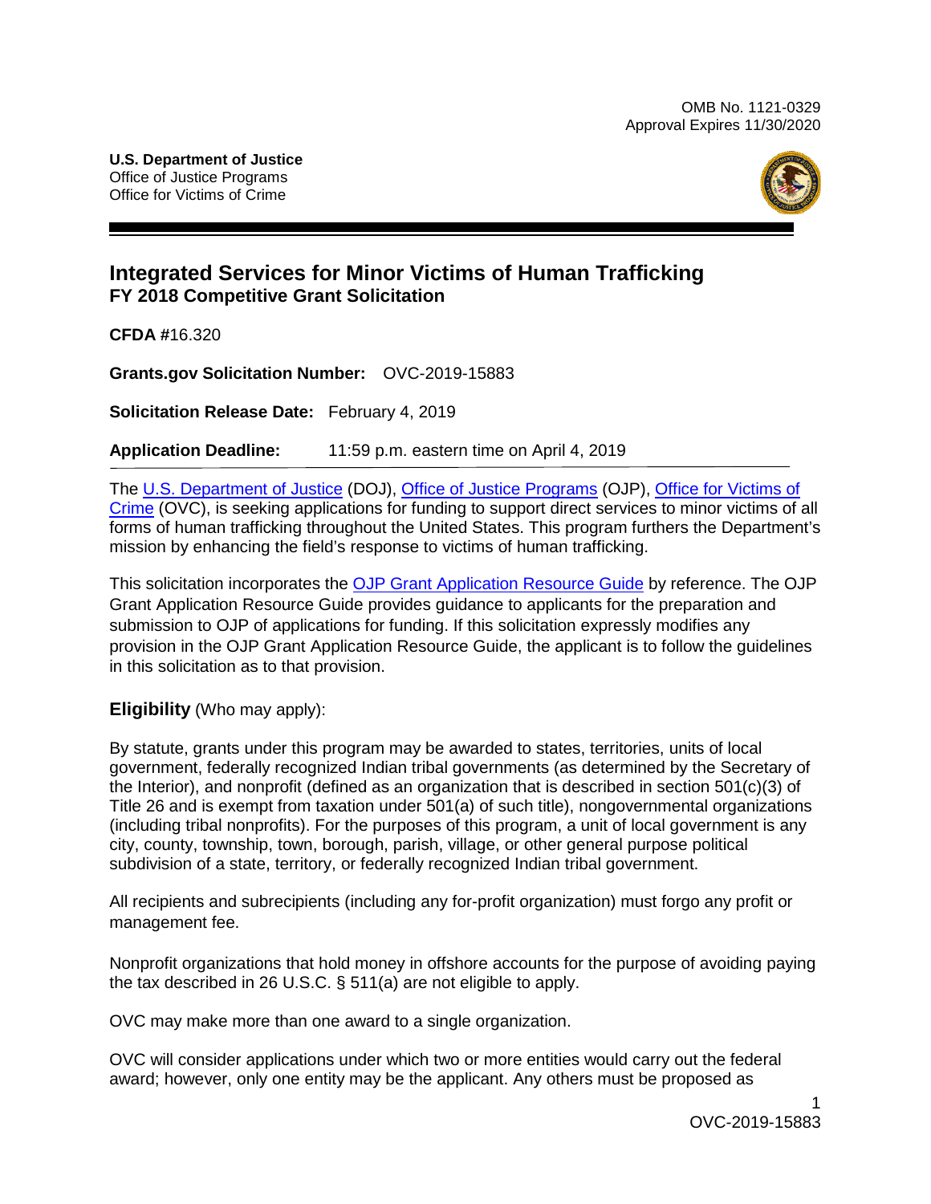OMB No. 1121-0329
Approval Expires 11/30/2020

**U.S. Department of Justice**
Office of Justice Programs
Office for Victims of Crime

# Integrated Services for Minor Victims of Human Trafficking
## FY 2018 Competitive Grant Solicitation

**CFDA** #16.320

**Grants.gov Solicitation Number:** OVC-2019-15883

**Solicitation Release Date:** February 4, 2019

**Application Deadline:** 11:59 p.m. eastern time on April 4, 2019

The U.S. Department of Justice (DOJ), Office of Justice Programs (OJP), Office for Victims of Crime (OVC), is seeking applications for funding to support direct services to minor victims of all forms of human trafficking throughout the United States. This program furthers the Department's mission by enhancing the field's response to victims of human trafficking.

This solicitation incorporates the OJP Grant Application Resource Guide by reference. The OJP Grant Application Resource Guide provides guidance to applicants for the preparation and submission to OJP of applications for funding. If this solicitation expressly modifies any provision in the OJP Grant Application Resource Guide, the applicant is to follow the guidelines in this solicitation as to that provision.

### Eligibility (Who may apply):

By statute, grants under this program may be awarded to states, territories, units of local government, federally recognized Indian tribal governments (as determined by the Secretary of the Interior), and nonprofit (defined as an organization that is described in section 501(c)(3) of Title 26 and is exempt from taxation under 501(a) of such title), nongovernmental organizations (including tribal nonprofits). For the purposes of this program, a unit of local government is any city, county, township, town, borough, parish, village, or other general purpose political subdivision of a state, territory, or federally recognized Indian tribal government.

All recipients and subrecipients (including any for-profit organization) must forgo any profit or management fee.

Nonprofit organizations that hold money in offshore accounts for the purpose of avoiding paying the tax described in 26 U.S.C. § 511(a) are not eligible to apply.

OVC may make more than one award to a single organization.

OVC will consider applications under which two or more entities would carry out the federal award; however, only one entity may be the applicant. Any others must be proposed as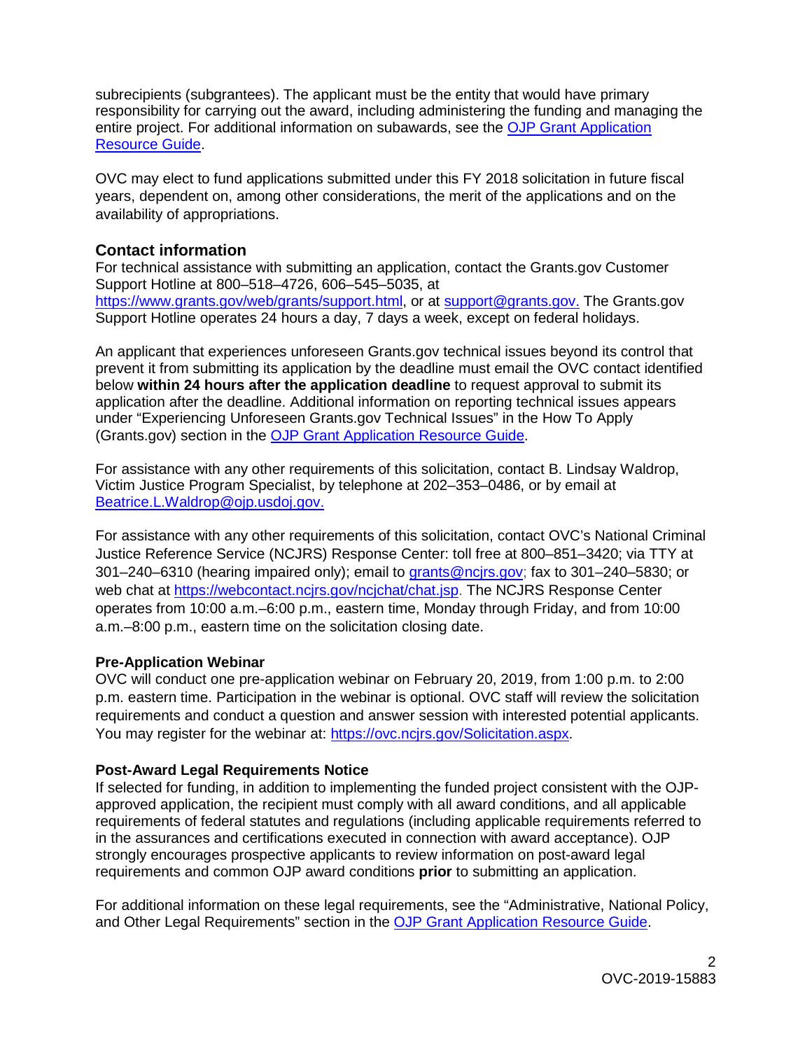subrecipients (subgrantees). The applicant must be the entity that would have primary responsibility for carrying out the award, including administering the funding and managing the entire project. For additional information on subawards, see the [OJP Grant Application Resource Guide](#).

OVC may elect to fund applications submitted under this FY 2018 solicitation in future fiscal years, dependent on, among other considerations, the merit of the applications and on the availability of appropriations.

## Contact information

For technical assistance with submitting an application, contact the Grants.gov Customer Support Hotline at 800–518–4726, 606–545–5035, at https://www.grants.gov/web/grants/support.html, or at support@grants.gov. The Grants.gov Support Hotline operates 24 hours a day, 7 days a week, except on federal holidays.

An applicant that experiences unforeseen Grants.gov technical issues beyond its control that prevent it from submitting its application by the deadline must email the OVC contact identified below **within 24 hours after the application deadline** to request approval to submit its application after the deadline. Additional information on reporting technical issues appears under "Experiencing Unforeseen Grants.gov Technical Issues" in the How To Apply (Grants.gov) section in the [OJP Grant Application Resource Guide](#).

For assistance with any other requirements of this solicitation, contact B. Lindsay Waldrop, Victim Justice Program Specialist, by telephone at 202–353–0486, or by email at Beatrice.L.Waldrop@ojp.usdoj.gov.

For assistance with any other requirements of this solicitation, contact OVC's National Criminal Justice Reference Service (NCJRS) Response Center: toll free at 800–851–3420; via TTY at 301–240–6310 (hearing impaired only); email to grants@ncjrs.gov; fax to 301–240–5830; or web chat at https://webcontact.ncjrs.gov/ncjchat/chat.jsp. The NCJRS Response Center operates from 10:00 a.m.–6:00 p.m., eastern time, Monday through Friday, and from 10:00 a.m.–8:00 p.m., eastern time on the solicitation closing date.

### Pre-Application Webinar

OVC will conduct one pre-application webinar on February 20, 2019, from 1:00 p.m. to 2:00 p.m. eastern time. Participation in the webinar is optional. OVC staff will review the solicitation requirements and conduct a question and answer session with interested potential applicants. You may register for the webinar at: https://ovc.ncjrs.gov/Solicitation.aspx.

### Post-Award Legal Requirements Notice

If selected for funding, in addition to implementing the funded project consistent with the OJP-approved application, the recipient must comply with all award conditions, and all applicable requirements of federal statutes and regulations (including applicable requirements referred to in the assurances and certifications executed in connection with award acceptance). OJP strongly encourages prospective applicants to review information on post-award legal requirements and common OJP award conditions **prior** to submitting an application.

For additional information on these legal requirements, see the "Administrative, National Policy, and Other Legal Requirements" section in the [OJP Grant Application Resource Guide](#).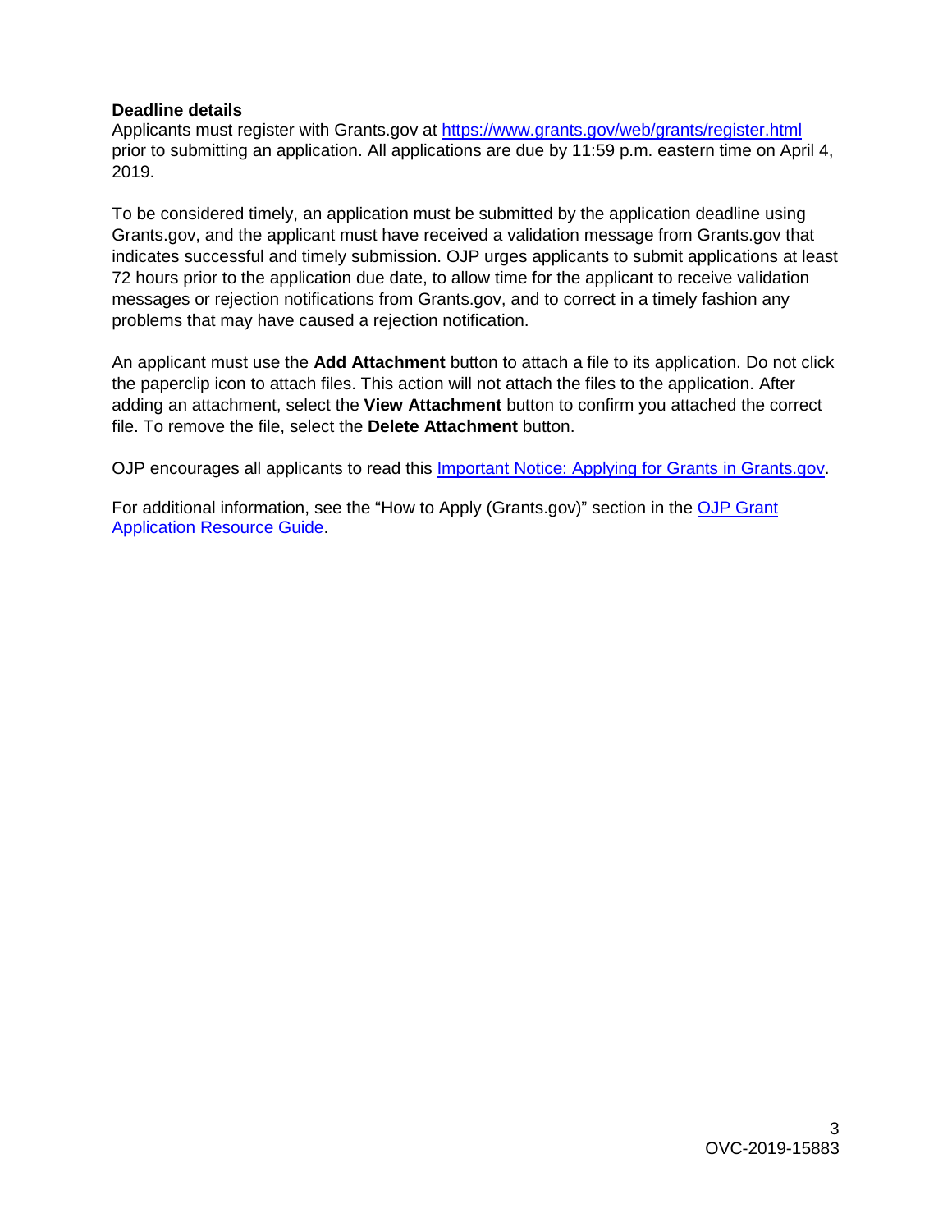**Deadline details**

Applicants must register with Grants.gov at [https://www.grants.gov/web/grants/register.html](https://www.grants.gov/web/grants/register.html) prior to submitting an application. All applications are due by 11:59 p.m. eastern time on April 4, 2019.

To be considered timely, an application must be submitted by the application deadline using Grants.gov, and the applicant must have received a validation message from Grants.gov that indicates successful and timely submission. OJP urges applicants to submit applications at least 72 hours prior to the application due date, to allow time for the applicant to receive validation messages or rejection notifications from Grants.gov, and to correct in a timely fashion any problems that may have caused a rejection notification.

An applicant must use the **Add Attachment** button to attach a file to its application. Do not click the paperclip icon to attach files. This action will not attach the files to the application. After adding an attachment, select the **View Attachment** button to confirm you attached the correct file. To remove the file, select the **Delete Attachment** button.

OJP encourages all applicants to read this Important Notice: Applying for Grants in Grants.gov.

For additional information, see the "How to Apply (Grants.gov)" section in the OJP Grant Application Resource Guide.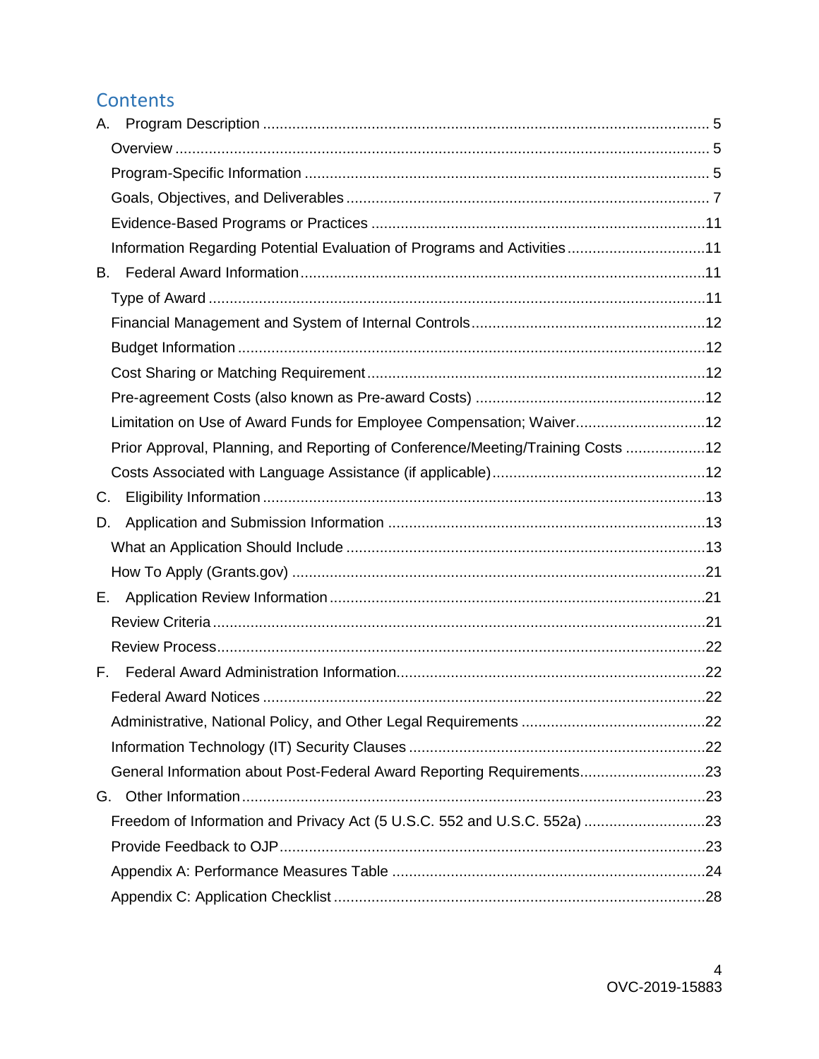## Contents

A. Program Description ........................................................................................................ 5
- Overview ........................................................................................................................ 5
- Program-Specific Information ........................................................................................ 5
- Goals, Objectives, and Deliverables ............................................................................... 7
- Evidence-Based Programs or Practices ........................................................................11
- Information Regarding Potential Evaluation of Programs and Activities .......................11

B. Federal Award Information ..............................................................................................11
- Type of Award ................................................................................................................11
- Financial Management and System of Internal Controls ...............................................12
- Budget Information .........................................................................................................12
- Cost Sharing or Matching Requirement .........................................................................12
- Pre-agreement Costs (also known as Pre-award Costs) ...............................................12
- Limitation on Use of Award Funds for Employee Compensation; Waiver.......................12
- Prior Approval, Planning, and Reporting of Conference/Meeting/Training Costs ...........12
- Costs Associated with Language Assistance (if applicable)...........................................12

C. Eligibility Information .......................................................................................................13

D. Application and Submission Information ........................................................................13
- What an Application Should Include ..............................................................................13
- How To Apply (Grants.gov) ............................................................................................21

E. Application Review Information .......................................................................................21
- Review Criteria ...............................................................................................................21
- Review Process...............................................................................................................22

F. Federal Award Administration Information.......................................................................22
- Federal Award Notices ...................................................................................................22
- Administrative, National Policy, and Other Legal Requirements ...................................22
- Information Technology (IT) Security Clauses ................................................................22
- General Information about Post-Federal Award Reporting Requirements......................23

G. Other Information ............................................................................................................23
- Freedom of Information and Privacy Act (5 U.S.C. 552 and U.S.C. 552a) ....................23
- Provide Feedback to OJP...............................................................................................23
- Appendix A: Performance Measures Table ....................................................................24
- Appendix C: Application Checklist .................................................................................28

OVC-2019-15883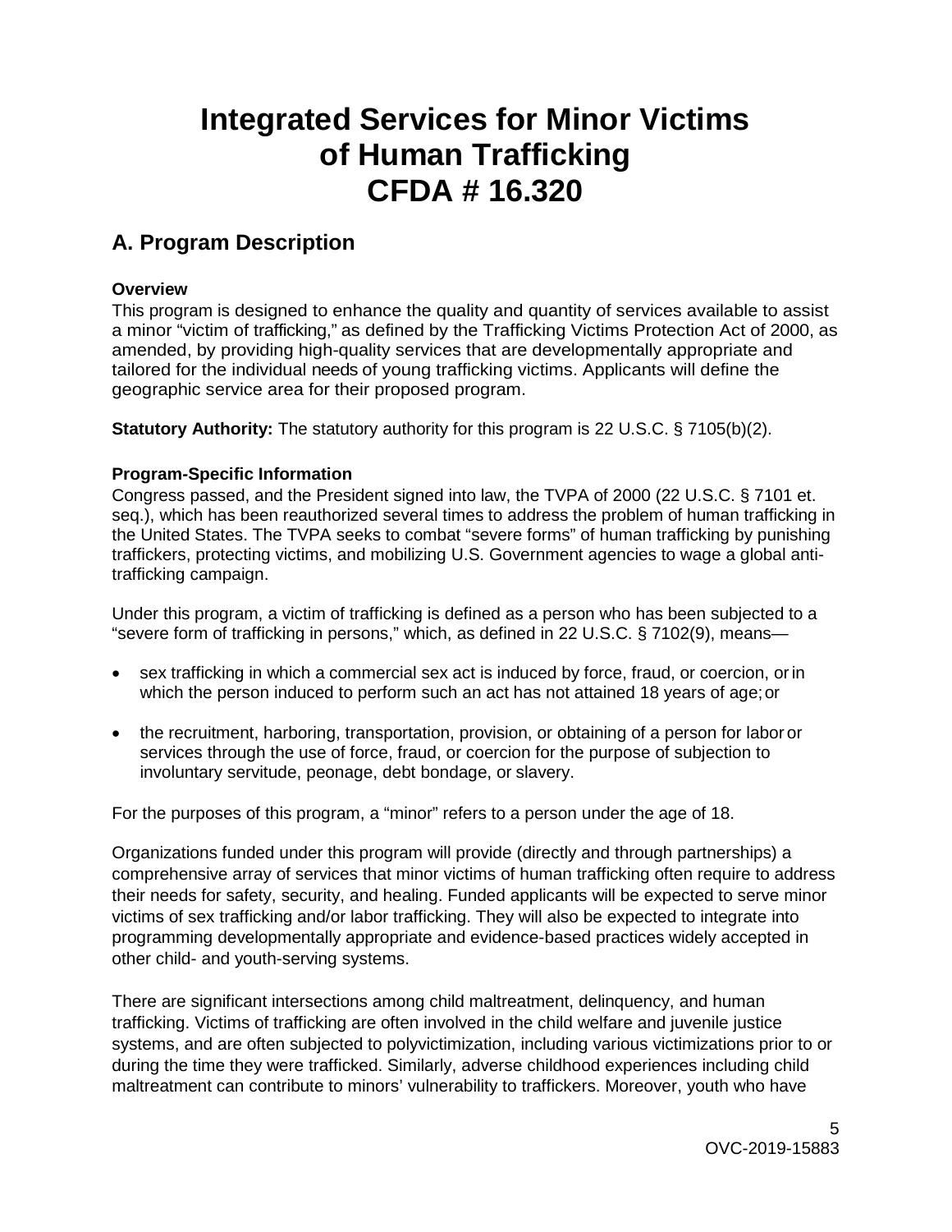# Integrated Services for Minor Victims of Human Trafficking CFDA # 16.320

## A. Program Description

**Overview**

This program is designed to enhance the quality and quantity of services available to assist a minor "victim of trafficking," as defined by the Trafficking Victims Protection Act of 2000, as amended, by providing high-quality services that are developmentally appropriate and tailored for the individual needs of young trafficking victims. Applicants will define the geographic service area for their proposed program.

**Statutory Authority:** The statutory authority for this program is 22 U.S.C. § 7105(b)(2).

**Program-Specific Information**

Congress passed, and the President signed into law, the TVPA of 2000 (22 U.S.C. § 7101 et. seq.), which has been reauthorized several times to address the problem of human trafficking in the United States. The TVPA seeks to combat "severe forms" of human trafficking by punishing traffickers, protecting victims, and mobilizing U.S. Government agencies to wage a global anti-trafficking campaign.

Under this program, a victim of trafficking is defined as a person who has been subjected to a "severe form of trafficking in persons," which, as defined in 22 U.S.C. § 7102(9), means—

- sex trafficking in which a commercial sex act is induced by force, fraud, or coercion, or in which the person induced to perform such an act has not attained 18 years of age; or
- the recruitment, harboring, transportation, provision, or obtaining of a person for labor or services through the use of force, fraud, or coercion for the purpose of subjection to involuntary servitude, peonage, debt bondage, or slavery.

For the purposes of this program, a "minor" refers to a person under the age of 18.

Organizations funded under this program will provide (directly and through partnerships) a comprehensive array of services that minor victims of human trafficking often require to address their needs for safety, security, and healing. Funded applicants will be expected to serve minor victims of sex trafficking and/or labor trafficking. They will also be expected to integrate into programming developmentally appropriate and evidence-based practices widely accepted in other child- and youth-serving systems.

There are significant intersections among child maltreatment, delinquency, and human trafficking. Victims of trafficking are often involved in the child welfare and juvenile justice systems, and are often subjected to polyvictimization, including various victimizations prior to or during the time they were trafficked. Similarly, adverse childhood experiences including child maltreatment can contribute to minors' vulnerability to traffickers. Moreover, youth who have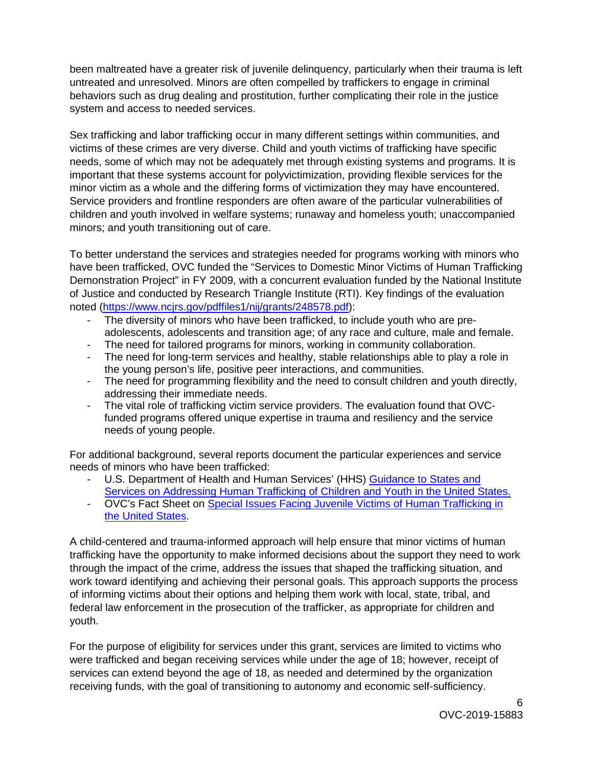been maltreated have a greater risk of juvenile delinquency, particularly when their trauma is left untreated and unresolved. Minors are often compelled by traffickers to engage in criminal behaviors such as drug dealing and prostitution, further complicating their role in the justice system and access to needed services.

Sex trafficking and labor trafficking occur in many different settings within communities, and victims of these crimes are very diverse. Child and youth victims of trafficking have specific needs, some of which may not be adequately met through existing systems and programs. It is important that these systems account for polyvictimization, providing flexible services for the minor victim as a whole and the differing forms of victimization they may have encountered. Service providers and frontline responders are often aware of the particular vulnerabilities of children and youth involved in welfare systems; runaway and homeless youth; unaccompanied minors; and youth transitioning out of care.

To better understand the services and strategies needed for programs working with minors who have been trafficked, OVC funded the "Services to Domestic Minor Victims of Human Trafficking Demonstration Project" in FY 2009, with a concurrent evaluation funded by the National Institute of Justice and conducted by Research Triangle Institute (RTI). Key findings of the evaluation noted (https://www.ncjrs.gov/pdffiles1/nij/grants/248578.pdf):

- The diversity of minors who have been trafficked, to include youth who are pre-adolescents, adolescents and transition age; of any race and culture, male and female.
- The need for tailored programs for minors, working in community collaboration.
- The need for long-term services and healthy, stable relationships able to play a role in the young person's life, positive peer interactions, and communities.
- The need for programming flexibility and the need to consult children and youth directly, addressing their immediate needs.
- The vital role of trafficking victim service providers. The evaluation found that OVC-funded programs offered unique expertise in trauma and resiliency and the service needs of young people.

For additional background, several reports document the particular experiences and service needs of minors who have been trafficked:

- U.S. Department of Health and Human Services' (HHS) Guidance to States and Services on Addressing Human Trafficking of Children and Youth in the United States.
- OVC's Fact Sheet on Special Issues Facing Juvenile Victims of Human Trafficking in the United States.

A child-centered and trauma-informed approach will help ensure that minor victims of human trafficking have the opportunity to make informed decisions about the support they need to work through the impact of the crime, address the issues that shaped the trafficking situation, and work toward identifying and achieving their personal goals. This approach supports the process of informing victims about their options and helping them work with local, state, tribal, and federal law enforcement in the prosecution of the trafficker, as appropriate for children and youth.

For the purpose of eligibility for services under this grant, services are limited to victims who were trafficked and began receiving services while under the age of 18; however, receipt of services can extend beyond the age of 18, as needed and determined by the organization receiving funds, with the goal of transitioning to autonomy and economic self-sufficiency.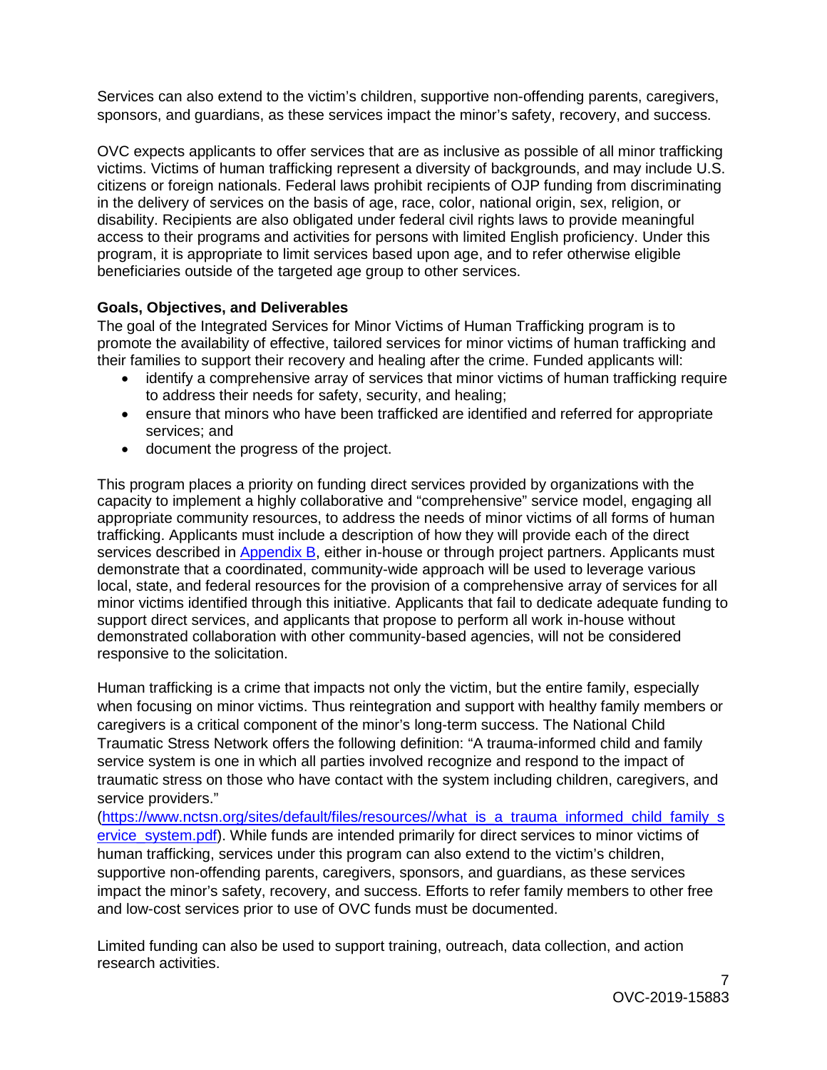Services can also extend to the victim's children, supportive non-offending parents, caregivers, sponsors, and guardians, as these services impact the minor's safety, recovery, and success.

OVC expects applicants to offer services that are as inclusive as possible of all minor trafficking victims. Victims of human trafficking represent a diversity of backgrounds, and may include U.S. citizens or foreign nationals. Federal laws prohibit recipients of OJP funding from discriminating in the delivery of services on the basis of age, race, color, national origin, sex, religion, or disability. Recipients are also obligated under federal civil rights laws to provide meaningful access to their programs and activities for persons with limited English proficiency. Under this program, it is appropriate to limit services based upon age, and to refer otherwise eligible beneficiaries outside of the targeted age group to other services.

**Goals, Objectives, and Deliverables**

The goal of the Integrated Services for Minor Victims of Human Trafficking program is to promote the availability of effective, tailored services for minor victims of human trafficking and their families to support their recovery and healing after the crime. Funded applicants will:

- identify a comprehensive array of services that minor victims of human trafficking require to address their needs for safety, security, and healing;
- ensure that minors who have been trafficked are identified and referred for appropriate services; and
- document the progress of the project.

This program places a priority on funding direct services provided by organizations with the capacity to implement a highly collaborative and "comprehensive" service model, engaging all appropriate community resources, to address the needs of minor victims of all forms of human trafficking. Applicants must include a description of how they will provide each of the direct services described in [Appendix B](#), either in-house or through project partners. Applicants must demonstrate that a coordinated, community-wide approach will be used to leverage various local, state, and federal resources for the provision of a comprehensive array of services for all minor victims identified through this initiative. Applicants that fail to dedicate adequate funding to support direct services, and applicants that propose to perform all work in-house without demonstrated collaboration with other community-based agencies, will not be considered responsive to the solicitation.

Human trafficking is a crime that impacts not only the victim, but the entire family, especially when focusing on minor victims. Thus reintegration and support with healthy family members or caregivers is a critical component of the minor's long-term success. The National Child Traumatic Stress Network offers the following definition: "A trauma-informed child and family service system is one in which all parties involved recognize and respond to the impact of traumatic stress on those who have contact with the system including children, caregivers, and service providers." ([https://www.nctsn.org/sites/default/files/resources//what_is_a_trauma_informed_child_family_service_system.pdf](https://www.nctsn.org/sites/default/files/resources//what_is_a_trauma_informed_child_family_service_system.pdf)). While funds are intended primarily for direct services to minor victims of human trafficking, services under this program can also extend to the victim's children, supportive non-offending parents, caregivers, sponsors, and guardians, as these services impact the minor's safety, recovery, and success. Efforts to refer family members to other free and low-cost services prior to use of OVC funds must be documented.

Limited funding can also be used to support training, outreach, data collection, and action research activities.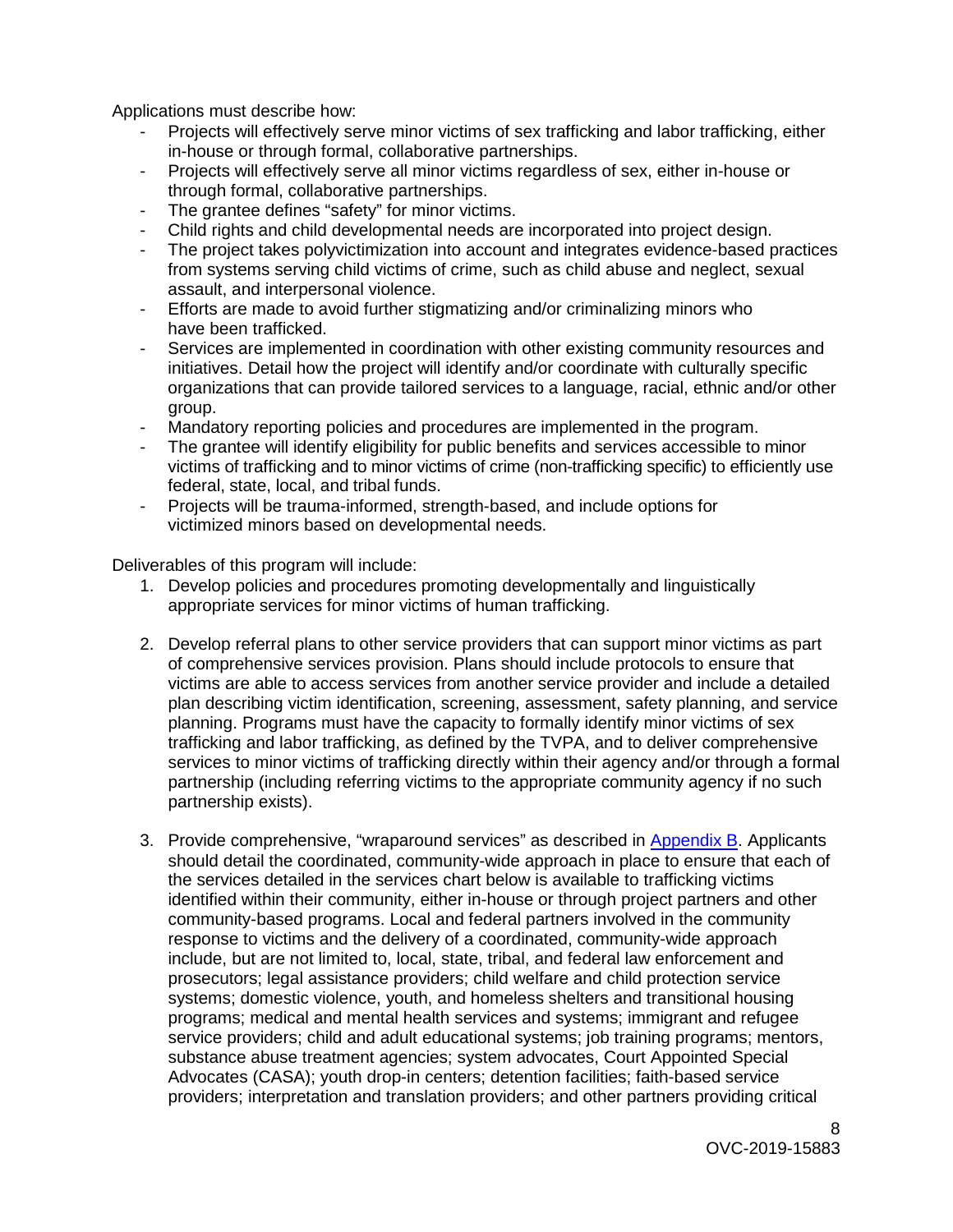Applications must describe how:

- Projects will effectively serve minor victims of sex trafficking and labor trafficking, either in-house or through formal, collaborative partnerships.
- Projects will effectively serve all minor victims regardless of sex, either in-house or through formal, collaborative partnerships.
- The grantee defines "safety" for minor victims.
- Child rights and child developmental needs are incorporated into project design.
- The project takes polyvictimization into account and integrates evidence-based practices from systems serving child victims of crime, such as child abuse and neglect, sexual assault, and interpersonal violence.
- Efforts are made to avoid further stigmatizing and/or criminalizing minors who have been trafficked.
- Services are implemented in coordination with other existing community resources and initiatives. Detail how the project will identify and/or coordinate with culturally specific organizations that can provide tailored services to a language, racial, ethnic and/or other group.
- Mandatory reporting policies and procedures are implemented in the program.
- The grantee will identify eligibility for public benefits and services accessible to minor victims of trafficking and to minor victims of crime (non-trafficking specific) to efficiently use federal, state, local, and tribal funds.
- Projects will be trauma-informed, strength-based, and include options for victimized minors based on developmental needs.

Deliverables of this program will include:

1. Develop policies and procedures promoting developmentally and linguistically appropriate services for minor victims of human trafficking.

2. Develop referral plans to other service providers that can support minor victims as part of comprehensive services provision. Plans should include protocols to ensure that victims are able to access services from another service provider and include a detailed plan describing victim identification, screening, assessment, safety planning, and service planning. Programs must have the capacity to formally identify minor victims of sex trafficking and labor trafficking, as defined by the TVPA, and to deliver comprehensive services to minor victims of trafficking directly within their agency and/or through a formal partnership (including referring victims to the appropriate community agency if no such partnership exists).

3. Provide comprehensive, "wraparound services" as described in Appendix B. Applicants should detail the coordinated, community-wide approach in place to ensure that each of the services detailed in the services chart below is available to trafficking victims identified within their community, either in-house or through project partners and other community-based programs. Local and federal partners involved in the community response to victims and the delivery of a coordinated, community-wide approach include, but are not limited to, local, state, tribal, and federal law enforcement and prosecutors; legal assistance providers; child welfare and child protection service systems; domestic violence, youth, and homeless shelters and transitional housing programs; medical and mental health services and systems; immigrant and refugee service providers; child and adult educational systems; job training programs; mentors, substance abuse treatment agencies; system advocates, Court Appointed Special Advocates (CASA); youth drop-in centers; detention facilities; faith-based service providers; interpretation and translation providers; and other partners providing critical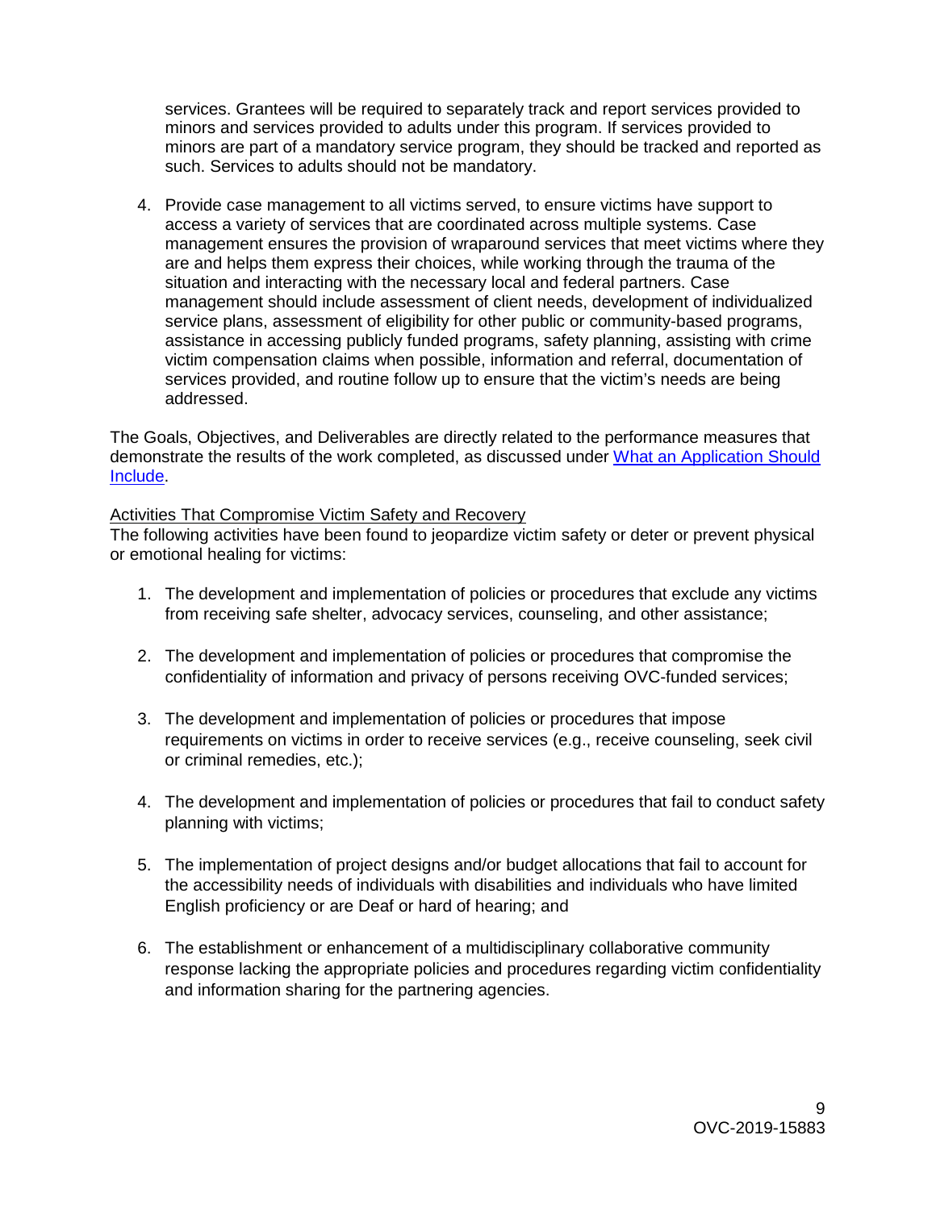services. Grantees will be required to separately track and report services provided to minors and services provided to adults under this program. If services provided to minors are part of a mandatory service program, they should be tracked and reported as such. Services to adults should not be mandatory.

4. Provide case management to all victims served, to ensure victims have support to access a variety of services that are coordinated across multiple systems. Case management ensures the provision of wraparound services that meet victims where they are and helps them express their choices, while working through the trauma of the situation and interacting with the necessary local and federal partners. Case management should include assessment of client needs, development of individualized service plans, assessment of eligibility for other public or community-based programs, assistance in accessing publicly funded programs, safety planning, assisting with crime victim compensation claims when possible, information and referral, documentation of services provided, and routine follow up to ensure that the victim's needs are being addressed.

The Goals, Objectives, and Deliverables are directly related to the performance measures that demonstrate the results of the work completed, as discussed under [What an Application Should Include](#).

Activities That Compromise Victim Safety and Recovery

The following activities have been found to jeopardize victim safety or deter or prevent physical or emotional healing for victims:

1. The development and implementation of policies or procedures that exclude any victims from receiving safe shelter, advocacy services, counseling, and other assistance;

2. The development and implementation of policies or procedures that compromise the confidentiality of information and privacy of persons receiving OVC-funded services;

3. The development and implementation of policies or procedures that impose requirements on victims in order to receive services (e.g., receive counseling, seek civil or criminal remedies, etc.);

4. The development and implementation of policies or procedures that fail to conduct safety planning with victims;

5. The implementation of project designs and/or budget allocations that fail to account for the accessibility needs of individuals with disabilities and individuals who have limited English proficiency or are Deaf or hard of hearing; and

6. The establishment or enhancement of a multidisciplinary collaborative community response lacking the appropriate policies and procedures regarding victim confidentiality and information sharing for the partnering agencies.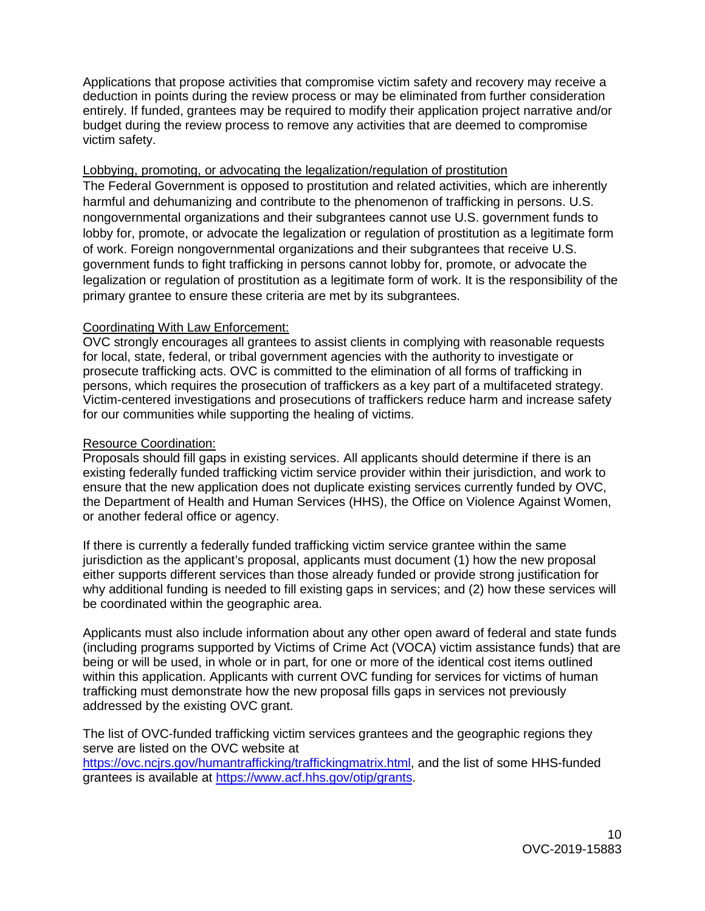Applications that propose activities that compromise victim safety and recovery may receive a deduction in points during the review process or may be eliminated from further consideration entirely. If funded, grantees may be required to modify their application project narrative and/or budget during the review process to remove any activities that are deemed to compromise victim safety.

Lobbying, promoting, or advocating the legalization/regulation of prostitution

The Federal Government is opposed to prostitution and related activities, which are inherently harmful and dehumanizing and contribute to the phenomenon of trafficking in persons. U.S. nongovernmental organizations and their subgrantees cannot use U.S. government funds to lobby for, promote, or advocate the legalization or regulation of prostitution as a legitimate form of work. Foreign nongovernmental organizations and their subgrantees that receive U.S. government funds to fight trafficking in persons cannot lobby for, promote, or advocate the legalization or regulation of prostitution as a legitimate form of work. It is the responsibility of the primary grantee to ensure these criteria are met by its subgrantees.

Coordinating With Law Enforcement:

OVC strongly encourages all grantees to assist clients in complying with reasonable requests for local, state, federal, or tribal government agencies with the authority to investigate or prosecute trafficking acts. OVC is committed to the elimination of all forms of trafficking in persons, which requires the prosecution of traffickers as a key part of a multifaceted strategy. Victim-centered investigations and prosecutions of traffickers reduce harm and increase safety for our communities while supporting the healing of victims.

Resource Coordination:

Proposals should fill gaps in existing services. All applicants should determine if there is an existing federally funded trafficking victim service provider within their jurisdiction, and work to ensure that the new application does not duplicate existing services currently funded by OVC, the Department of Health and Human Services (HHS), the Office on Violence Against Women, or another federal office or agency.

If there is currently a federally funded trafficking victim service grantee within the same jurisdiction as the applicant's proposal, applicants must document (1) how the new proposal either supports different services than those already funded or provide strong justification for why additional funding is needed to fill existing gaps in services; and (2) how these services will be coordinated within the geographic area.

Applicants must also include information about any other open award of federal and state funds (including programs supported by Victims of Crime Act (VOCA) victim assistance funds) that are being or will be used, in whole or in part, for one or more of the identical cost items outlined within this application. Applicants with current OVC funding for services for victims of human trafficking must demonstrate how the new proposal fills gaps in services not previously addressed by the existing OVC grant.

The list of OVC-funded trafficking victim services grantees and the geographic regions they serve are listed on the OVC website at https://ovc.ncjrs.gov/humantrafficking/traffickingmatrix.html, and the list of some HHS-funded grantees is available at https://www.acf.hhs.gov/otip/grants.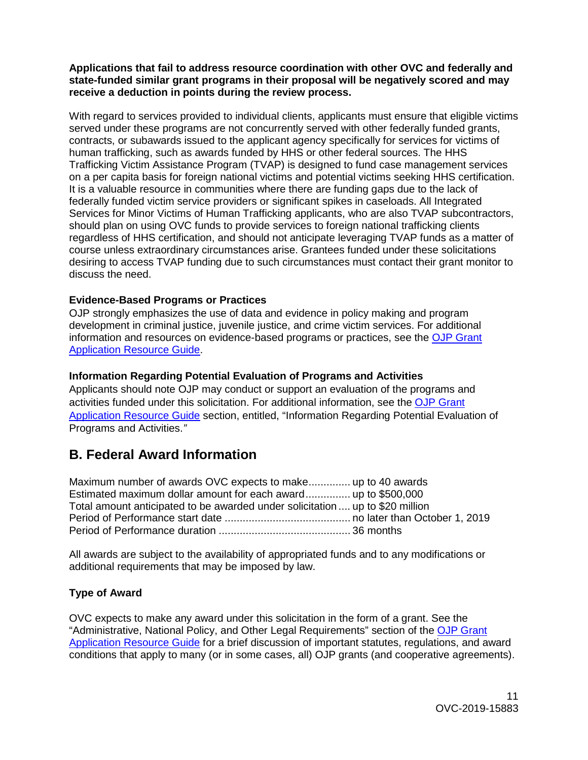**Applications that fail to address resource coordination with other OVC and federally and state-funded similar grant programs in their proposal will be negatively scored and may receive a deduction in points during the review process.**

With regard to services provided to individual clients, applicants must ensure that eligible victims served under these programs are not concurrently served with other federally funded grants, contracts, or subawards issued to the applicant agency specifically for services for victims of human trafficking, such as awards funded by HHS or other federal sources. The HHS Trafficking Victim Assistance Program (TVAP) is designed to fund case management services on a per capita basis for foreign national victims and potential victims seeking HHS certification. It is a valuable resource in communities where there are funding gaps due to the lack of federally funded victim service providers or significant spikes in caseloads. All Integrated Services for Minor Victims of Human Trafficking applicants, who are also TVAP subcontractors, should plan on using OVC funds to provide services to foreign national trafficking clients regardless of HHS certification, and should not anticipate leveraging TVAP funds as a matter of course unless extraordinary circumstances arise. Grantees funded under these solicitations desiring to access TVAP funding due to such circumstances must contact their grant monitor to discuss the need.

**Evidence-Based Programs or Practices**

OJP strongly emphasizes the use of data and evidence in policy making and program development in criminal justice, juvenile justice, and crime victim services. For additional information and resources on evidence-based programs or practices, see the OJP Grant Application Resource Guide.

**Information Regarding Potential Evaluation of Programs and Activities**

Applicants should note OJP may conduct or support an evaluation of the programs and activities funded under this solicitation. For additional information, see the OJP Grant Application Resource Guide section, entitled, "Information Regarding Potential Evaluation of Programs and Activities."

## B. Federal Award Information

Maximum number of awards OVC expects to make............. up to 40 awards
Estimated maximum dollar amount for each award............... up to $500,000
Total amount anticipated to be awarded under solicitation .... up to $20 million
Period of Performance start date .......................................... no later than October 1, 2019
Period of Performance duration ............................................ 36 months

All awards are subject to the availability of appropriated funds and to any modifications or additional requirements that may be imposed by law.

**Type of Award**

OVC expects to make any award under this solicitation in the form of a grant. See the "Administrative, National Policy, and Other Legal Requirements" section of the OJP Grant Application Resource Guide for a brief discussion of important statutes, regulations, and award conditions that apply to many (or in some cases, all) OJP grants (and cooperative agreements).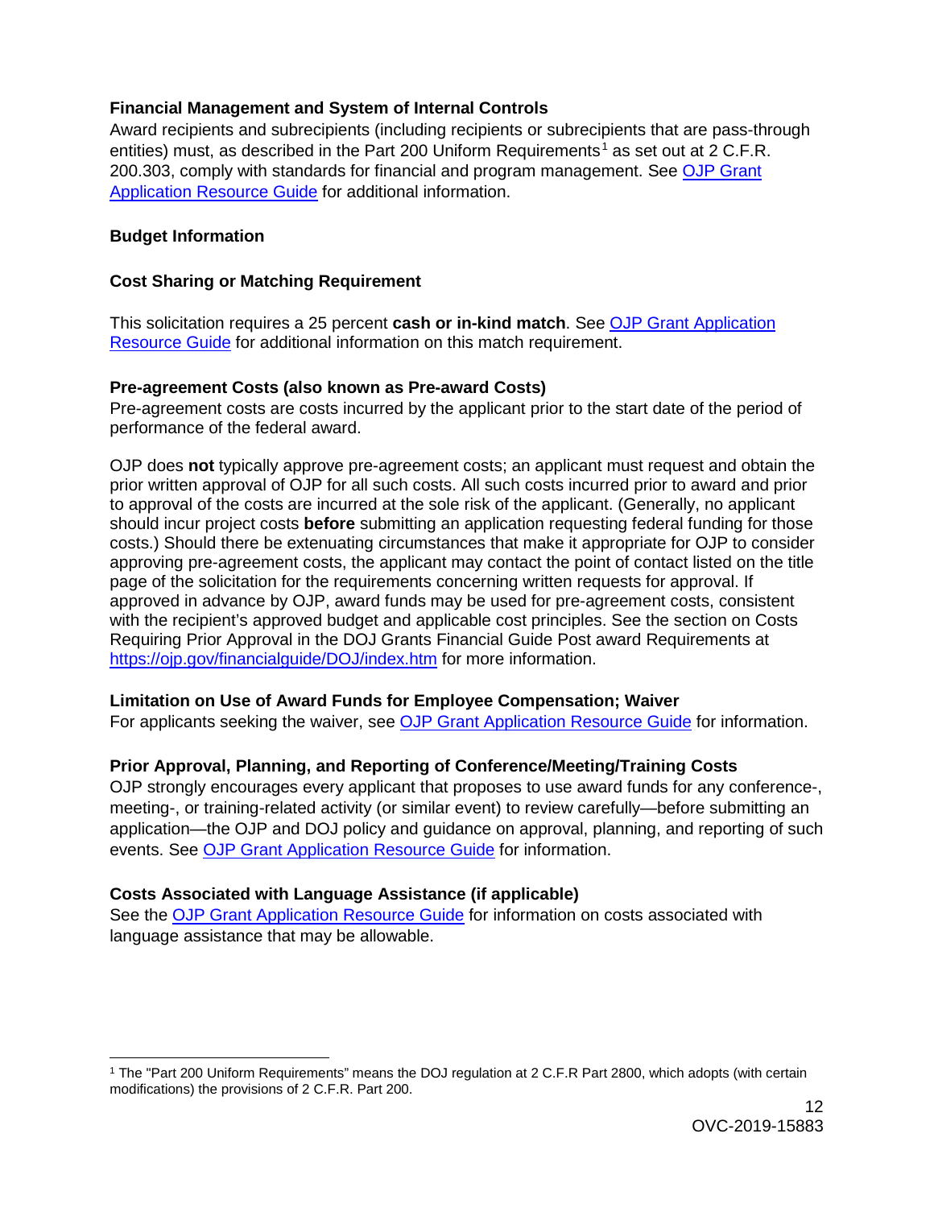**Financial Management and System of Internal Controls**

Award recipients and subrecipients (including recipients or subrecipients that are pass-through entities) must, as described in the Part 200 Uniform Requirements[1] as set out at 2 C.F.R. 200.303, comply with standards for financial and program management. See [OJP Grant Application Resource Guide](#) for additional information.

**Budget Information**

**Cost Sharing or Matching Requirement**

This solicitation requires a 25 percent **cash or in-kind match**. See [OJP Grant Application Resource Guide](#) for additional information on this match requirement.

**Pre-agreement Costs (also known as Pre-award Costs)**

Pre-agreement costs are costs incurred by the applicant prior to the start date of the period of performance of the federal award.

OJP does **not** typically approve pre-agreement costs; an applicant must request and obtain the prior written approval of OJP for all such costs. All such costs incurred prior to award and prior to approval of the costs are incurred at the sole risk of the applicant. (Generally, no applicant should incur project costs **before** submitting an application requesting federal funding for those costs.) Should there be extenuating circumstances that make it appropriate for OJP to consider approving pre-agreement costs, the applicant may contact the point of contact listed on the title page of the solicitation for the requirements concerning written requests for approval. If approved in advance by OJP, award funds may be used for pre-agreement costs, consistent with the recipient's approved budget and applicable cost principles. See the section on Costs Requiring Prior Approval in the DOJ Grants Financial Guide Post award Requirements at https://ojp.gov/financialguide/DOJ/index.htm for more information.

**Limitation on Use of Award Funds for Employee Compensation; Waiver**

For applicants seeking the waiver, see [OJP Grant Application Resource Guide](#) for information.

**Prior Approval, Planning, and Reporting of Conference/Meeting/Training Costs**

OJP strongly encourages every applicant that proposes to use award funds for any conference-, meeting-, or training-related activity (or similar event) to review carefully—before submitting an application—the OJP and DOJ policy and guidance on approval, planning, and reporting of such events. See [OJP Grant Application Resource Guide](#) for information.

**Costs Associated with Language Assistance (if applicable)**

See the [OJP Grant Application Resource Guide](#) for information on costs associated with language assistance that may be allowable.

---

[1] The "Part 200 Uniform Requirements" means the DOJ regulation at 2 C.F.R Part 2800, which adopts (with certain modifications) the provisions of 2 C.F.R. Part 200.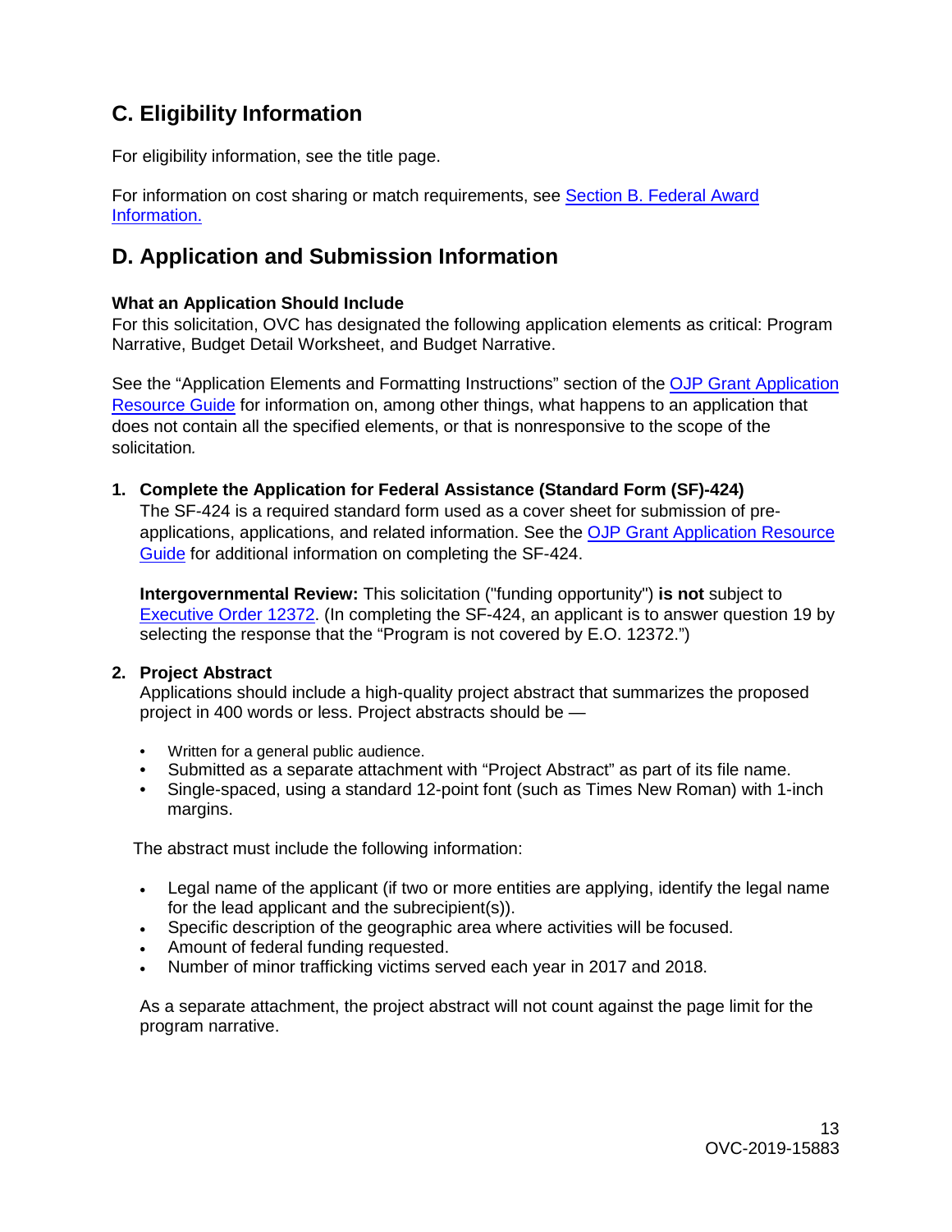## C. Eligibility Information

For eligibility information, see the title page.

For information on cost sharing or match requirements, see [Section B. Federal Award Information.](#)

## D. Application and Submission Information

**What an Application Should Include**
For this solicitation, OVC has designated the following application elements as critical: Program Narrative, Budget Detail Worksheet, and Budget Narrative.

See the "Application Elements and Formatting Instructions" section of the [OJP Grant Application Resource Guide](#) for information on, among other things, what happens to an application that does not contain all the specified elements, or that is nonresponsive to the scope of the solicitation*.*

1. **Complete the Application for Federal Assistance (Standard Form (SF)-424)**
   The SF-424 is a required standard form used as a cover sheet for submission of pre-applications, applications, and related information. See the [OJP Grant Application Resource Guide](#) for additional information on completing the SF-424.

   **Intergovernmental Review:** This solicitation ("funding opportunity") **is not** subject to [Executive Order 12372](#). (In completing the SF-424, an applicant is to answer question 19 by selecting the response that the "Program is not covered by E.O. 12372.")

2. **Project Abstract**
   Applications should include a high-quality project abstract that summarizes the proposed project in 400 words or less. Project abstracts should be —

   - Written for a general public audience.
   - Submitted as a separate attachment with "Project Abstract" as part of its file name.
   - Single-spaced, using a standard 12-point font (such as Times New Roman) with 1-inch margins.

   The abstract must include the following information:

   - Legal name of the applicant (if two or more entities are applying, identify the legal name for the lead applicant and the subrecipient(s)).
   - Specific description of the geographic area where activities will be focused.
   - Amount of federal funding requested.
   - Number of minor trafficking victims served each year in 2017 and 2018.

   As a separate attachment, the project abstract will not count against the page limit for the program narrative.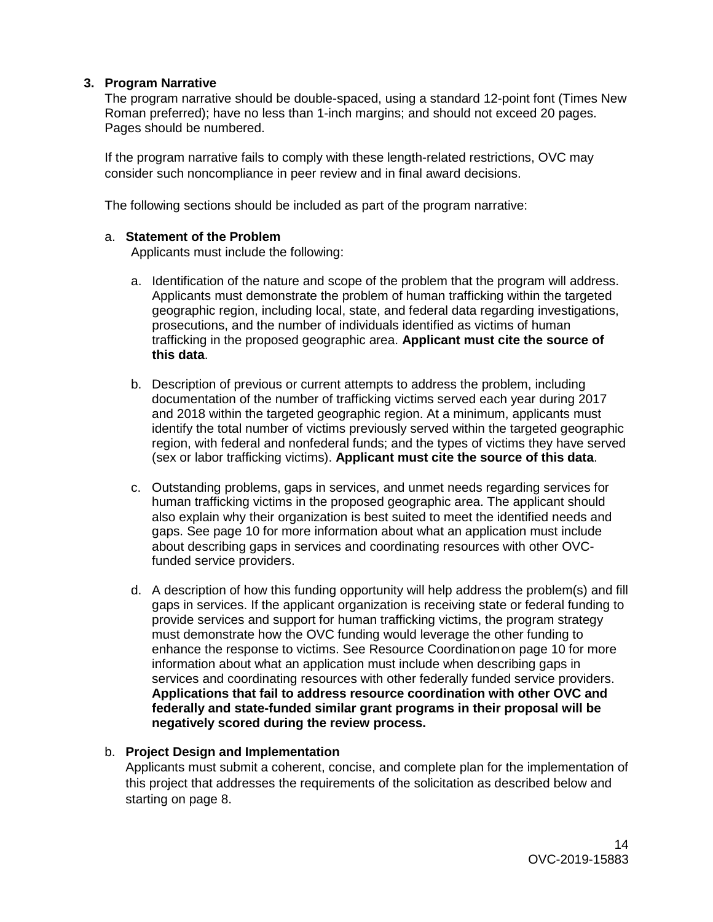### 3. Program Narrative

The program narrative should be double-spaced, using a standard 12-point font (Times New Roman preferred); have no less than 1-inch margins; and should not exceed 20 pages. Pages should be numbered.

If the program narrative fails to comply with these length-related restrictions, OVC may consider such noncompliance in peer review and in final award decisions.

The following sections should be included as part of the program narrative:

#### a. Statement of the Problem

Applicants must include the following:

a. Identification of the nature and scope of the problem that the program will address. Applicants must demonstrate the problem of human trafficking within the targeted geographic region, including local, state, and federal data regarding investigations, prosecutions, and the number of individuals identified as victims of human trafficking in the proposed geographic area. **Applicant must cite the source of this data**.

b. Description of previous or current attempts to address the problem, including documentation of the number of trafficking victims served each year during 2017 and 2018 within the targeted geographic region. At a minimum, applicants must identify the total number of victims previously served within the targeted geographic region, with federal and nonfederal funds; and the types of victims they have served (sex or labor trafficking victims). **Applicant must cite the source of this data**.

c. Outstanding problems, gaps in services, and unmet needs regarding services for human trafficking victims in the proposed geographic area. The applicant should also explain why their organization is best suited to meet the identified needs and gaps. See page 10 for more information about what an application must include about describing gaps in services and coordinating resources with other OVC-funded service providers.

d. A description of how this funding opportunity will help address the problem(s) and fill gaps in services. If the applicant organization is receiving state or federal funding to provide services and support for human trafficking victims, the program strategy must demonstrate how the OVC funding would leverage the other funding to enhance the response to victims. See Resource Coordinationon page 10 for more information about what an application must include when describing gaps in services and coordinating resources with other federally funded service providers. **Applications that fail to address resource coordination with other OVC and federally and state-funded similar grant programs in their proposal will be negatively scored during the review process.**

#### b. Project Design and Implementation

Applicants must submit a coherent, concise, and complete plan for the implementation of this project that addresses the requirements of the solicitation as described below and starting on page 8.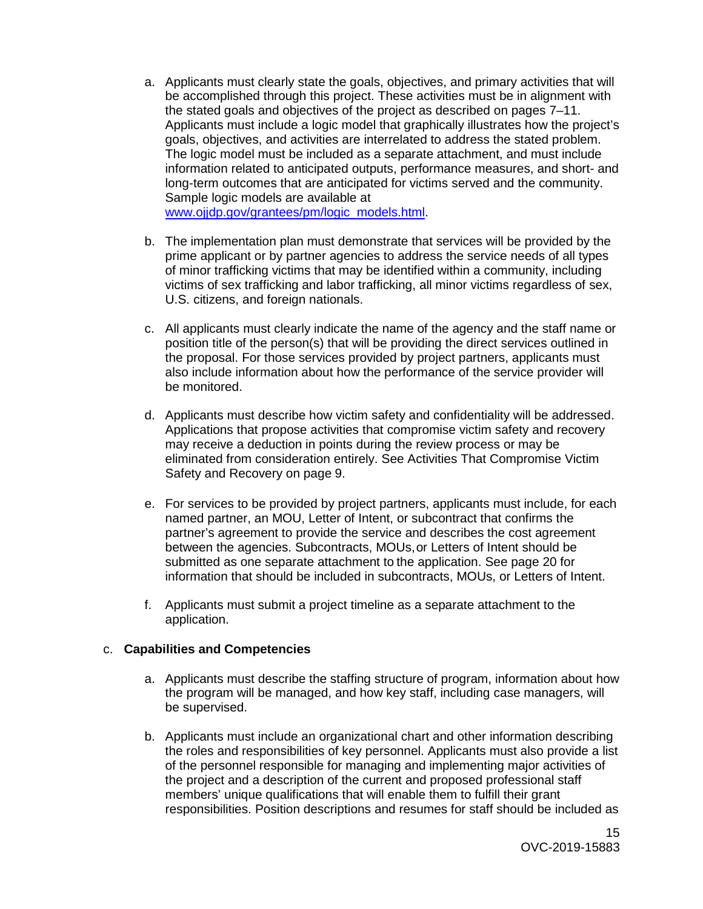a. Applicants must clearly state the goals, objectives, and primary activities that will be accomplished through this project. These activities must be in alignment with the stated goals and objectives of the project as described on pages 7–11. Applicants must include a logic model that graphically illustrates how the project's goals, objectives, and activities are interrelated to address the stated problem. The logic model must be included as a separate attachment, and must include information related to anticipated outputs, performance measures, and short- and long-term outcomes that are anticipated for victims served and the community. Sample logic models are available at [www.ojjdp.gov/grantees/pm/logic_models.html](www.ojjdp.gov/grantees/pm/logic_models.html).

b. The implementation plan must demonstrate that services will be provided by the prime applicant or by partner agencies to address the service needs of all types of minor trafficking victims that may be identified within a community, including victims of sex trafficking and labor trafficking, all minor victims regardless of sex, U.S. citizens, and foreign nationals.

c. All applicants must clearly indicate the name of the agency and the staff name or position title of the person(s) that will be providing the direct services outlined in the proposal. For those services provided by project partners, applicants must also include information about how the performance of the service provider will be monitored.

d. Applicants must describe how victim safety and confidentiality will be addressed. Applications that propose activities that compromise victim safety and recovery may receive a deduction in points during the review process or may be eliminated from consideration entirely. See Activities That Compromise Victim Safety and Recovery on page 9.

e. For services to be provided by project partners, applicants must include, for each named partner, an MOU, Letter of Intent, or subcontract that confirms the partner's agreement to provide the service and describes the cost agreement between the agencies. Subcontracts, MOUs, or Letters of Intent should be submitted as one separate attachment to the application. See page 20 for information that should be included in subcontracts, MOUs, or Letters of Intent.

f. Applicants must submit a project timeline as a separate attachment to the application.

c. **Capabilities and Competencies**

a. Applicants must describe the staffing structure of program, information about how the program will be managed, and how key staff, including case managers, will be supervised.

b. Applicants must include an organizational chart and other information describing the roles and responsibilities of key personnel. Applicants must also provide a list of the personnel responsible for managing and implementing major activities of the project and a description of the current and proposed professional staff members' unique qualifications that will enable them to fulfill their grant responsibilities. Position descriptions and resumes for staff should be included as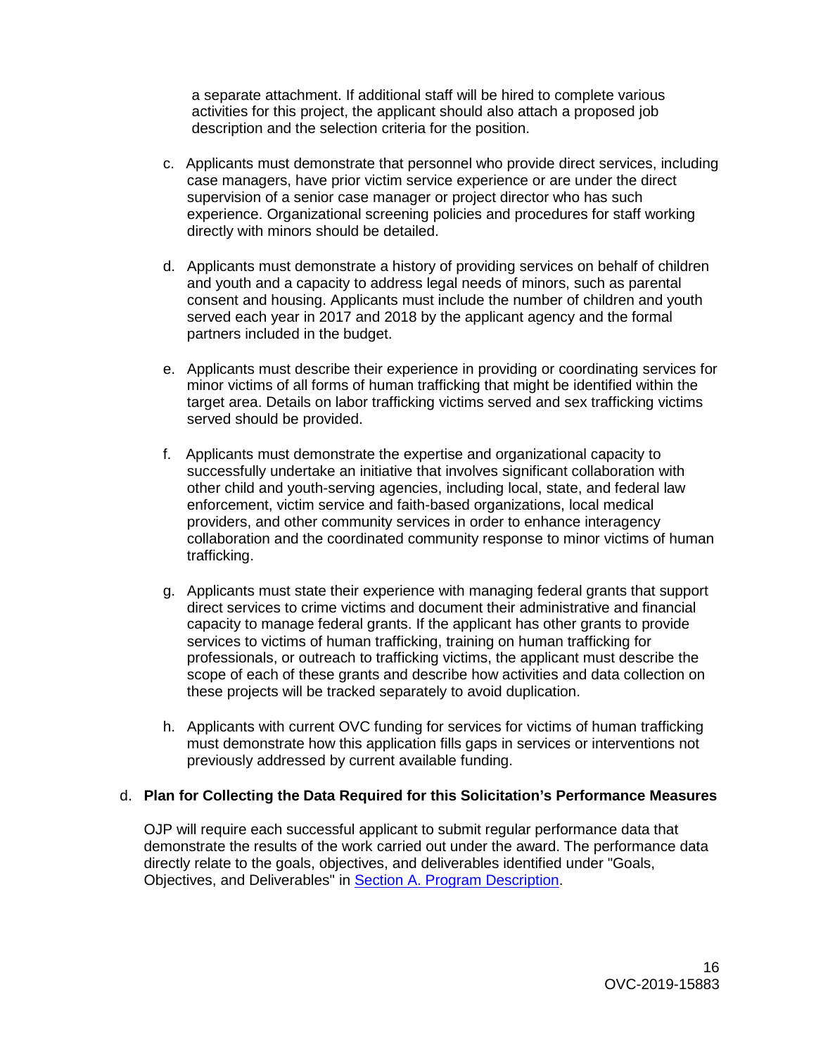a separate attachment. If additional staff will be hired to complete various activities for this project, the applicant should also attach a proposed job description and the selection criteria for the position.

c. Applicants must demonstrate that personnel who provide direct services, including case managers, have prior victim service experience or are under the direct supervision of a senior case manager or project director who has such experience. Organizational screening policies and procedures for staff working directly with minors should be detailed.

d. Applicants must demonstrate a history of providing services on behalf of children and youth and a capacity to address legal needs of minors, such as parental consent and housing. Applicants must include the number of children and youth served each year in 2017 and 2018 by the applicant agency and the formal partners included in the budget.

e. Applicants must describe their experience in providing or coordinating services for minor victims of all forms of human trafficking that might be identified within the target area. Details on labor trafficking victims served and sex trafficking victims served should be provided.

f. Applicants must demonstrate the expertise and organizational capacity to successfully undertake an initiative that involves significant collaboration with other child and youth-serving agencies, including local, state, and federal law enforcement, victim service and faith-based organizations, local medical providers, and other community services in order to enhance interagency collaboration and the coordinated community response to minor victims of human trafficking.

g. Applicants must state their experience with managing federal grants that support direct services to crime victims and document their administrative and financial capacity to manage federal grants. If the applicant has other grants to provide services to victims of human trafficking, training on human trafficking for professionals, or outreach to trafficking victims, the applicant must describe the scope of each of these grants and describe how activities and data collection on these projects will be tracked separately to avoid duplication.

h. Applicants with current OVC funding for services for victims of human trafficking must demonstrate how this application fills gaps in services or interventions not previously addressed by current available funding.

d. **Plan for Collecting the Data Required for this Solicitation's Performance Measures**

OJP will require each successful applicant to submit regular performance data that demonstrate the results of the work carried out under the award. The performance data directly relate to the goals, objectives, and deliverables identified under "Goals, Objectives, and Deliverables" in Section A. Program Description.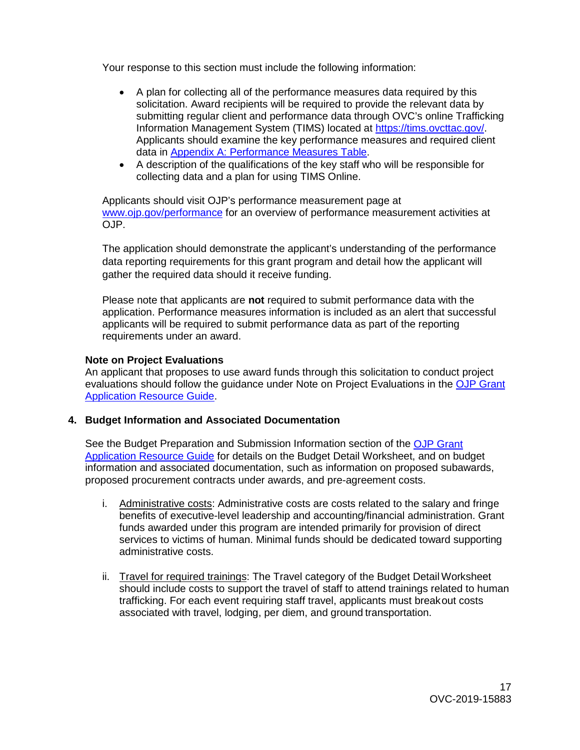Your response to this section must include the following information:

- A plan for collecting all of the performance measures data required by this solicitation. Award recipients will be required to provide the relevant data by submitting regular client and performance data through OVC's online Trafficking Information Management System (TIMS) located at https://tims.ovcttac.gov/. Applicants should examine the key performance measures and required client data in Appendix A: Performance Measures Table.
- A description of the qualifications of the key staff who will be responsible for collecting data and a plan for using TIMS Online.

Applicants should visit OJP's performance measurement page at www.ojp.gov/performance for an overview of performance measurement activities at OJP.

The application should demonstrate the applicant's understanding of the performance data reporting requirements for this grant program and detail how the applicant will gather the required data should it receive funding.

Please note that applicants are **not** required to submit performance data with the application. Performance measures information is included as an alert that successful applicants will be required to submit performance data as part of the reporting requirements under an award.

**Note on Project Evaluations**

An applicant that proposes to use award funds through this solicitation to conduct project evaluations should follow the guidance under Note on Project Evaluations in the OJP Grant Application Resource Guide.

**4. Budget Information and Associated Documentation**

See the Budget Preparation and Submission Information section of the OJP Grant Application Resource Guide for details on the Budget Detail Worksheet, and on budget information and associated documentation, such as information on proposed subawards, proposed procurement contracts under awards, and pre-agreement costs.

i. Administrative costs: Administrative costs are costs related to the salary and fringe benefits of executive-level leadership and accounting/financial administration. Grant funds awarded under this program are intended primarily for provision of direct services to victims of human. Minimal funds should be dedicated toward supporting administrative costs.

ii. Travel for required trainings: The Travel category of the Budget Detail Worksheet should include costs to support the travel of staff to attend trainings related to human trafficking. For each event requiring staff travel, applicants must breakout costs associated with travel, lodging, per diem, and ground transportation.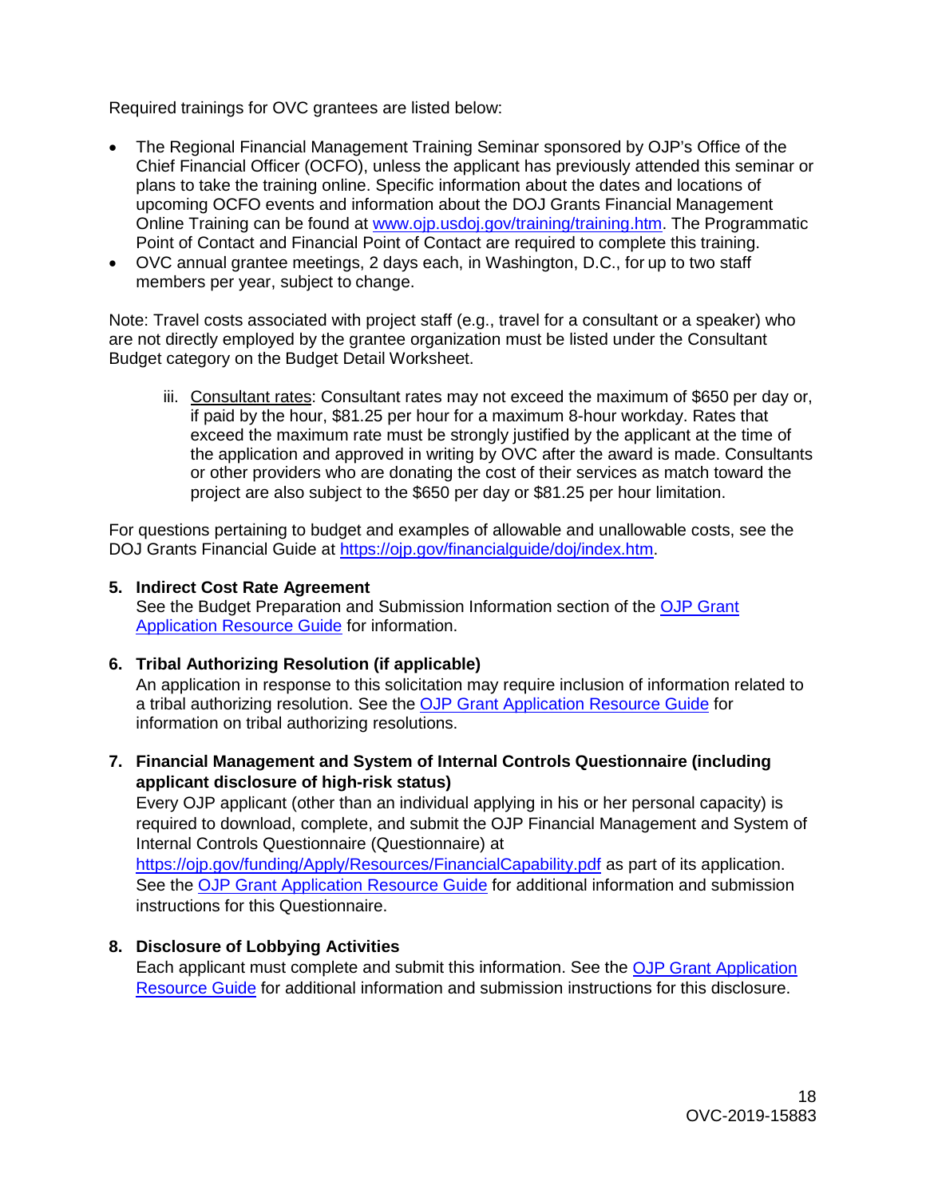Required trainings for OVC grantees are listed below:

- The Regional Financial Management Training Seminar sponsored by OJP's Office of the Chief Financial Officer (OCFO), unless the applicant has previously attended this seminar or plans to take the training online. Specific information about the dates and locations of upcoming OCFO events and information about the DOJ Grants Financial Management Online Training can be found at [www.ojp.usdoj.gov/training/training.htm](www.ojp.usdoj.gov/training/training.htm). The Programmatic Point of Contact and Financial Point of Contact are required to complete this training.
- OVC annual grantee meetings, 2 days each, in Washington, D.C., for up to two staff members per year, subject to change.

Note: Travel costs associated with project staff (e.g., travel for a consultant or a speaker) who are not directly employed by the grantee organization must be listed under the Consultant Budget category on the Budget Detail Worksheet.

iii. Consultant rates: Consultant rates may not exceed the maximum of $650 per day or, if paid by the hour, $81.25 per hour for a maximum 8-hour workday. Rates that exceed the maximum rate must be strongly justified by the applicant at the time of the application and approved in writing by OVC after the award is made. Consultants or other providers who are donating the cost of their services as match toward the project are also subject to the $650 per day or $81.25 per hour limitation.

For questions pertaining to budget and examples of allowable and unallowable costs, see the DOJ Grants Financial Guide at [https://ojp.gov/financialguide/doj/index.htm](https://ojp.gov/financialguide/doj/index.htm).

**5. Indirect Cost Rate Agreement**

See the Budget Preparation and Submission Information section of the OJP Grant Application Resource Guide for information.

**6. Tribal Authorizing Resolution (if applicable)**

An application in response to this solicitation may require inclusion of information related to a tribal authorizing resolution. See the OJP Grant Application Resource Guide for information on tribal authorizing resolutions.

**7. Financial Management and System of Internal Controls Questionnaire (including applicant disclosure of high-risk status)**

Every OJP applicant (other than an individual applying in his or her personal capacity) is required to download, complete, and submit the OJP Financial Management and System of Internal Controls Questionnaire (Questionnaire) at [https://ojp.gov/funding/Apply/Resources/FinancialCapability.pdf](https://ojp.gov/funding/Apply/Resources/FinancialCapability.pdf) as part of its application. See the OJP Grant Application Resource Guide for additional information and submission instructions for this Questionnaire.

**8. Disclosure of Lobbying Activities**

Each applicant must complete and submit this information. See the OJP Grant Application Resource Guide for additional information and submission instructions for this disclosure.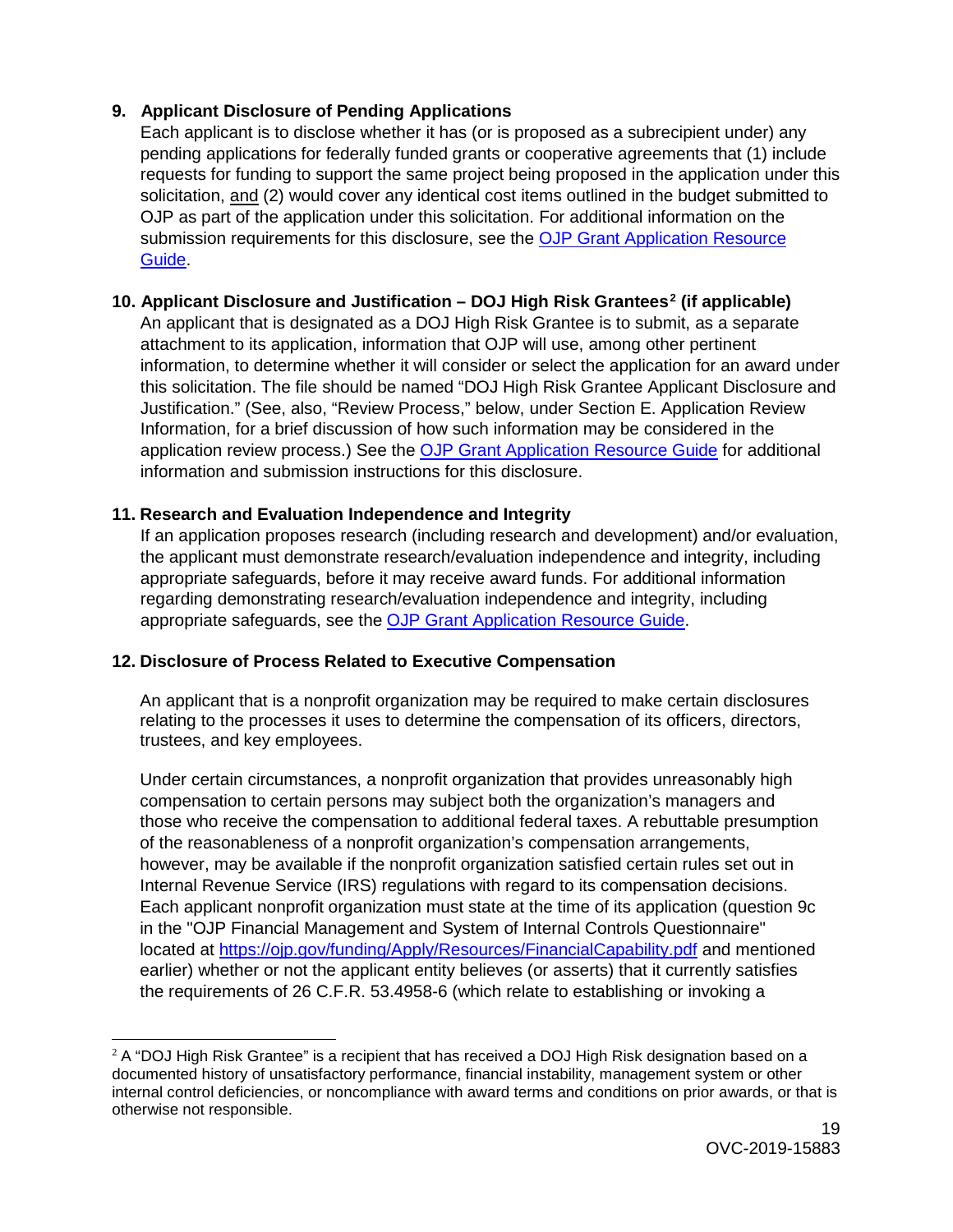**9. Applicant Disclosure of Pending Applications**

Each applicant is to disclose whether it has (or is proposed as a subrecipient under) any pending applications for federally funded grants or cooperative agreements that (1) include requests for funding to support the same project being proposed in the application under this solicitation, and (2) would cover any identical cost items outlined in the budget submitted to OJP as part of the application under this solicitation. For additional information on the submission requirements for this disclosure, see the [OJP Grant Application Resource Guide](https://ojp.gov/funding/Apply/Resources/Grant-App-Resource-Guide.htm).

**10. Applicant Disclosure and Justification – DOJ High Risk Grantees[2] (if applicable)**

An applicant that is designated as a DOJ High Risk Grantee is to submit, as a separate attachment to its application, information that OJP will use, among other pertinent information, to determine whether it will consider or select the application for an award under this solicitation. The file should be named "DOJ High Risk Grantee Applicant Disclosure and Justification." (See, also, "Review Process," below, under Section E. Application Review Information, for a brief discussion of how such information may be considered in the application review process.) See the [OJP Grant Application Resource Guide](https://ojp.gov/funding/Apply/Resources/Grant-App-Resource-Guide.htm) for additional information and submission instructions for this disclosure.

**11. Research and Evaluation Independence and Integrity**

If an application proposes research (including research and development) and/or evaluation, the applicant must demonstrate research/evaluation independence and integrity, including appropriate safeguards, before it may receive award funds. For additional information regarding demonstrating research/evaluation independence and integrity, including appropriate safeguards, see the [OJP Grant Application Resource Guide](https://ojp.gov/funding/Apply/Resources/Grant-App-Resource-Guide.htm).

**12. Disclosure of Process Related to Executive Compensation**

An applicant that is a nonprofit organization may be required to make certain disclosures relating to the processes it uses to determine the compensation of its officers, directors, trustees, and key employees.

Under certain circumstances, a nonprofit organization that provides unreasonably high compensation to certain persons may subject both the organization's managers and those who receive the compensation to additional federal taxes. A rebuttable presumption of the reasonableness of a nonprofit organization's compensation arrangements, however, may be available if the nonprofit organization satisfied certain rules set out in Internal Revenue Service (IRS) regulations with regard to its compensation decisions. Each applicant nonprofit organization must state at the time of its application (question 9c in the "OJP Financial Management and System of Internal Controls Questionnaire" located at [https://ojp.gov/funding/Apply/Resources/FinancialCapability.pdf](https://ojp.gov/funding/Apply/Resources/FinancialCapability.pdf) and mentioned earlier) whether or not the applicant entity believes (or asserts) that it currently satisfies the requirements of 26 C.F.R. 53.4958-6 (which relate to establishing or invoking a

---

[2] A "DOJ High Risk Grantee" is a recipient that has received a DOJ High Risk designation based on a documented history of unsatisfactory performance, financial instability, management system or other internal control deficiencies, or noncompliance with award terms and conditions on prior awards, or that is otherwise not responsible.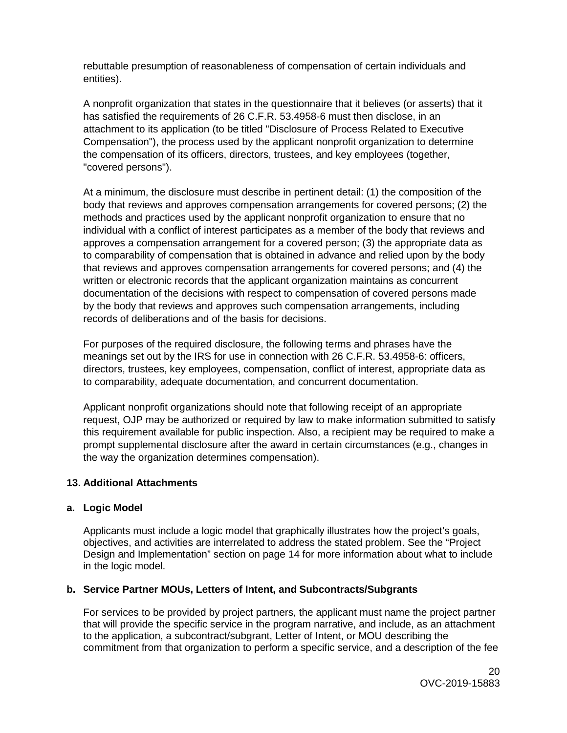rebuttable presumption of reasonableness of compensation of certain individuals and entities).

A nonprofit organization that states in the questionnaire that it believes (or asserts) that it has satisfied the requirements of 26 C.F.R. 53.4958-6 must then disclose, in an attachment to its application (to be titled "Disclosure of Process Related to Executive Compensation"), the process used by the applicant nonprofit organization to determine the compensation of its officers, directors, trustees, and key employees (together, "covered persons").

At a minimum, the disclosure must describe in pertinent detail: (1) the composition of the body that reviews and approves compensation arrangements for covered persons; (2) the methods and practices used by the applicant nonprofit organization to ensure that no individual with a conflict of interest participates as a member of the body that reviews and approves a compensation arrangement for a covered person; (3) the appropriate data as to comparability of compensation that is obtained in advance and relied upon by the body that reviews and approves compensation arrangements for covered persons; and (4) the written or electronic records that the applicant organization maintains as concurrent documentation of the decisions with respect to compensation of covered persons made by the body that reviews and approves such compensation arrangements, including records of deliberations and of the basis for decisions.

For purposes of the required disclosure, the following terms and phrases have the meanings set out by the IRS for use in connection with 26 C.F.R. 53.4958-6: officers, directors, trustees, key employees, compensation, conflict of interest, appropriate data as to comparability, adequate documentation, and concurrent documentation.

Applicant nonprofit organizations should note that following receipt of an appropriate request, OJP may be authorized or required by law to make information submitted to satisfy this requirement available for public inspection. Also, a recipient may be required to make a prompt supplemental disclosure after the award in certain circumstances (e.g., changes in the way the organization determines compensation).

**13. Additional Attachments**

**a. Logic Model**

Applicants must include a logic model that graphically illustrates how the project's goals, objectives, and activities are interrelated to address the stated problem. See the "Project Design and Implementation" section on page 14 for more information about what to include in the logic model.

**b. Service Partner MOUs, Letters of Intent, and Subcontracts/Subgrants**

For services to be provided by project partners, the applicant must name the project partner that will provide the specific service in the program narrative, and include, as an attachment to the application, a subcontract/subgrant, Letter of Intent, or MOU describing the commitment from that organization to perform a specific service, and a description of the fee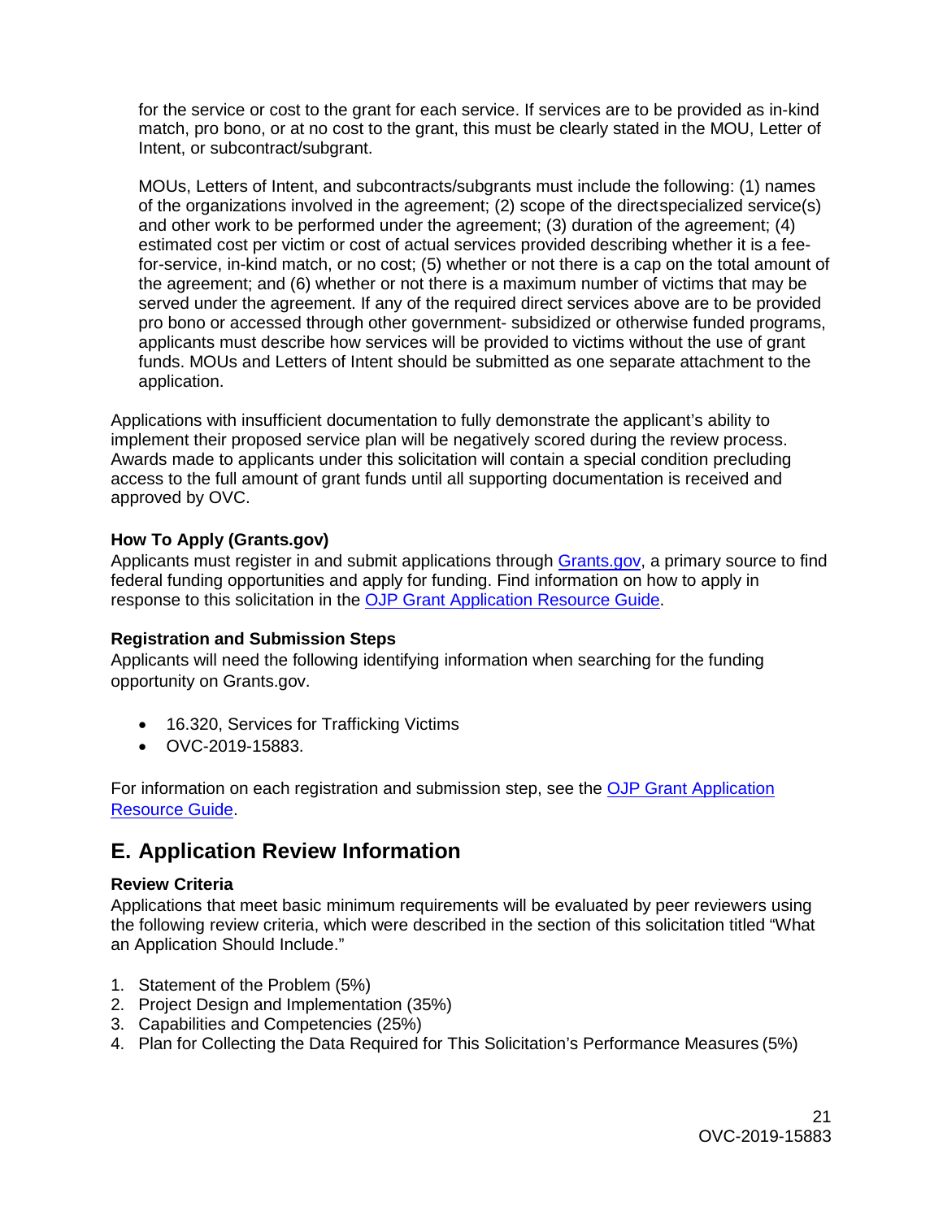for the service or cost to the grant for each service. If services are to be provided as in-kind match, pro bono, or at no cost to the grant, this must be clearly stated in the MOU, Letter of Intent, or subcontract/subgrant.

MOUs, Letters of Intent, and subcontracts/subgrants must include the following: (1) names of the organizations involved in the agreement; (2) scope of the directspecialized service(s) and other work to be performed under the agreement; (3) duration of the agreement; (4) estimated cost per victim or cost of actual services provided describing whether it is a fee-for-service, in-kind match, or no cost; (5) whether or not there is a cap on the total amount of the agreement; and (6) whether or not there is a maximum number of victims that may be served under the agreement. If any of the required direct services above are to be provided pro bono or accessed through other government- subsidized or otherwise funded programs, applicants must describe how services will be provided to victims without the use of grant funds. MOUs and Letters of Intent should be submitted as one separate attachment to the application.

Applications with insufficient documentation to fully demonstrate the applicant's ability to implement their proposed service plan will be negatively scored during the review process. Awards made to applicants under this solicitation will contain a special condition precluding access to the full amount of grant funds until all supporting documentation is received and approved by OVC.

**How To Apply (Grants.gov)**
Applicants must register in and submit applications through Grants.gov, a primary source to find federal funding opportunities and apply for funding. Find information on how to apply in response to this solicitation in the OJP Grant Application Resource Guide.

**Registration and Submission Steps**
Applicants will need the following identifying information when searching for the funding opportunity on Grants.gov.

- 16.320, Services for Trafficking Victims
- OVC-2019-15883.

For information on each registration and submission step, see the OJP Grant Application Resource Guide.

## E. Application Review Information

**Review Criteria**
Applications that meet basic minimum requirements will be evaluated by peer reviewers using the following review criteria, which were described in the section of this solicitation titled "What an Application Should Include."

1. Statement of the Problem (5%)
2. Project Design and Implementation (35%)
3. Capabilities and Competencies (25%)
4. Plan for Collecting the Data Required for This Solicitation's Performance Measures (5%)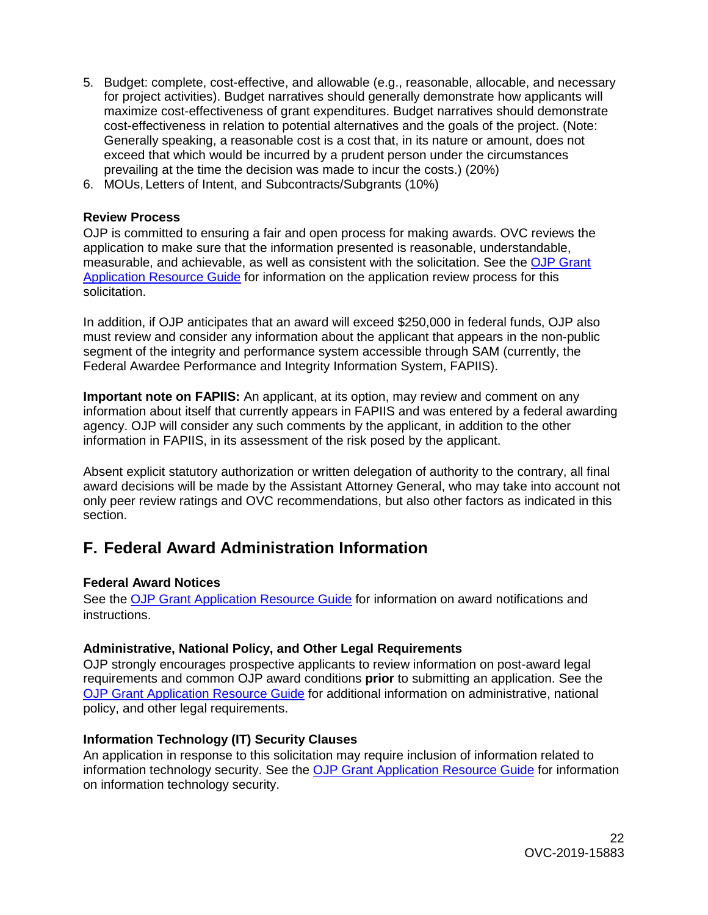5. Budget: complete, cost-effective, and allowable (e.g., reasonable, allocable, and necessary for project activities). Budget narratives should generally demonstrate how applicants will maximize cost-effectiveness of grant expenditures. Budget narratives should demonstrate cost-effectiveness in relation to potential alternatives and the goals of the project. (Note: Generally speaking, a reasonable cost is a cost that, in its nature or amount, does not exceed that which would be incurred by a prudent person under the circumstances prevailing at the time the decision was made to incur the costs.) (20%)
6. MOUs, Letters of Intent, and Subcontracts/Subgrants (10%)

**Review Process**

OJP is committed to ensuring a fair and open process for making awards. OVC reviews the application to make sure that the information presented is reasonable, understandable, measurable, and achievable, as well as consistent with the solicitation. See the [OJP Grant Application Resource Guide](https://www.ojp.gov/funding/Apply/Resources/Grant-App-Resource-Guide.htm) for information on the application review process for this solicitation.

In addition, if OJP anticipates that an award will exceed $250,000 in federal funds, OJP also must review and consider any information about the applicant that appears in the non-public segment of the integrity and performance system accessible through SAM (currently, the Federal Awardee Performance and Integrity Information System, FAPIIS).

**Important note on FAPIIS:** An applicant, at its option, may review and comment on any information about itself that currently appears in FAPIIS and was entered by a federal awarding agency. OJP will consider any such comments by the applicant, in addition to the other information in FAPIIS, in its assessment of the risk posed by the applicant.

Absent explicit statutory authorization or written delegation of authority to the contrary, all final award decisions will be made by the Assistant Attorney General, who may take into account not only peer review ratings and OVC recommendations, but also other factors as indicated in this section.

## F. Federal Award Administration Information

**Federal Award Notices**

See the [OJP Grant Application Resource Guide](https://www.ojp.gov/funding/Apply/Resources/Grant-App-Resource-Guide.htm) for information on award notifications and instructions.

**Administrative, National Policy, and Other Legal Requirements**

OJP strongly encourages prospective applicants to review information on post-award legal requirements and common OJP award conditions **prior** to submitting an application. See the [OJP Grant Application Resource Guide](https://www.ojp.gov/funding/Apply/Resources/Grant-App-Resource-Guide.htm) for additional information on administrative, national policy, and other legal requirements.

**Information Technology (IT) Security Clauses**

An application in response to this solicitation may require inclusion of information related to information technology security. See the [OJP Grant Application Resource Guide](https://www.ojp.gov/funding/Apply/Resources/Grant-App-Resource-Guide.htm) for information on information technology security.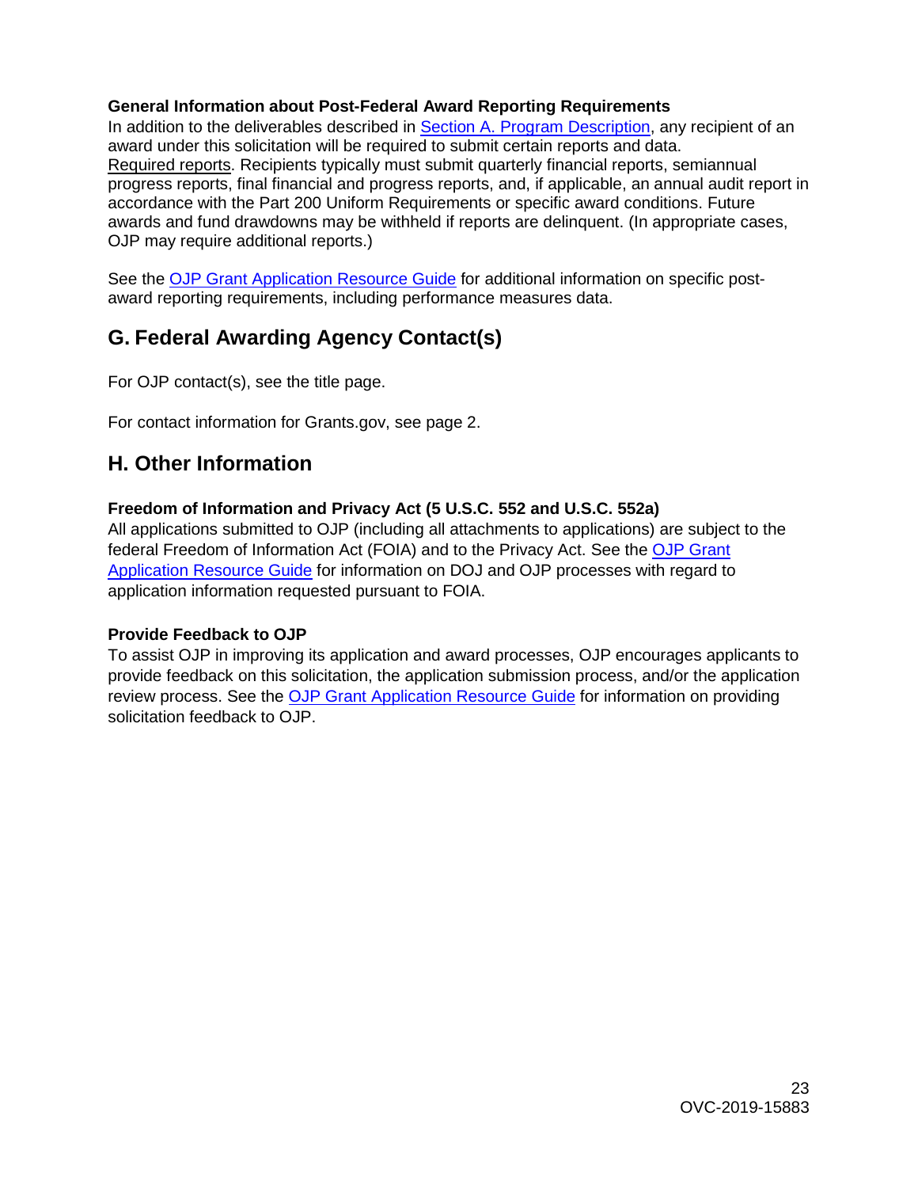**General Information about Post-Federal Award Reporting Requirements**

In addition to the deliverables described in Section A. Program Description, any recipient of an award under this solicitation will be required to submit certain reports and data.

Required reports. Recipients typically must submit quarterly financial reports, semiannual progress reports, final financial and progress reports, and, if applicable, an annual audit report in accordance with the Part 200 Uniform Requirements or specific award conditions. Future awards and fund drawdowns may be withheld if reports are delinquent. (In appropriate cases, OJP may require additional reports.)

See the OJP Grant Application Resource Guide for additional information on specific post-award reporting requirements, including performance measures data.

## G. Federal Awarding Agency Contact(s)

For OJP contact(s), see the title page.

For contact information for Grants.gov, see page 2.

## H. Other Information

**Freedom of Information and Privacy Act (5 U.S.C. 552 and U.S.C. 552a)**

All applications submitted to OJP (including all attachments to applications) are subject to the federal Freedom of Information Act (FOIA) and to the Privacy Act. See the OJP Grant Application Resource Guide for information on DOJ and OJP processes with regard to application information requested pursuant to FOIA.

**Provide Feedback to OJP**

To assist OJP in improving its application and award processes, OJP encourages applicants to provide feedback on this solicitation, the application submission process, and/or the application review process. See the OJP Grant Application Resource Guide for information on providing solicitation feedback to OJP.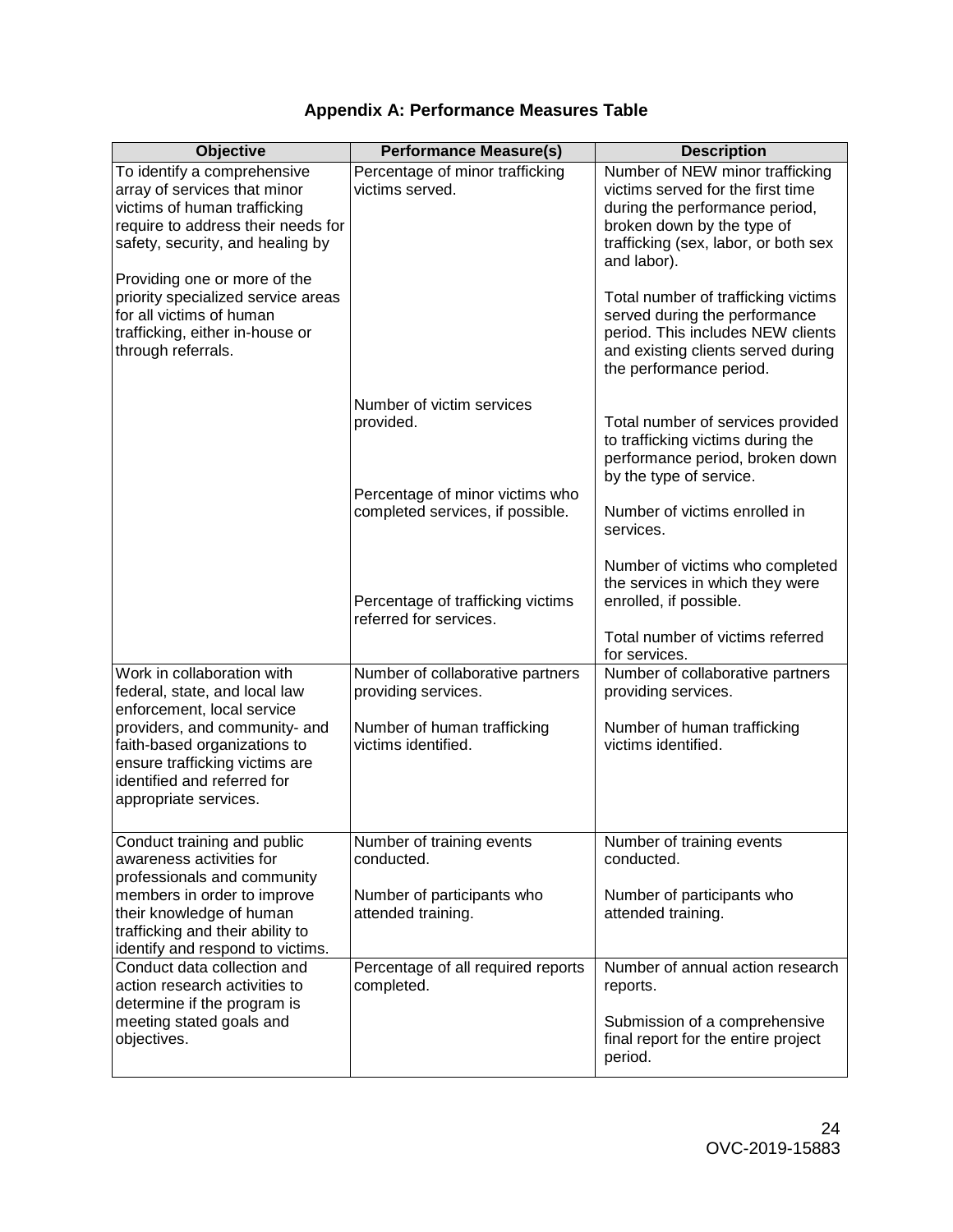# Appendix A: Performance Measures Table

| Objective | Performance Measure(s) | Description |
|---|---|---|
| To identify a comprehensive array of services that minor victims of human trafficking require to address their needs for safety, security, and healing by<br><br>Providing one or more of the priority specialized service areas for all victims of human trafficking, either in-house or through referrals. | Percentage of minor trafficking victims served.<br><br>Number of victim services provided.<br><br>Percentage of minor victims who completed services, if possible.<br><br>Percentage of trafficking victims referred for services. | Number of NEW minor trafficking victims served for the first time during the performance period, broken down by the type of trafficking (sex, labor, or both sex and labor).<br><br>Total number of trafficking victims served during the performance period. This includes NEW clients and existing clients served during the performance period.<br><br>Total number of services provided to trafficking victims during the performance period, broken down by the type of service.<br><br>Number of victims enrolled in services.<br><br>Number of victims who completed the services in which they were enrolled, if possible.<br><br>Total number of victims referred for services. |
| Work in collaboration with federal, state, and local law enforcement, local service providers, and community- and faith-based organizations to ensure trafficking victims are identified and referred for appropriate services. | Number of collaborative partners providing services.<br><br>Number of human trafficking victims identified. | Number of collaborative partners providing services.<br><br>Number of human trafficking victims identified. |
| Conduct training and public awareness activities for professionals and community members in order to improve their knowledge of human trafficking and their ability to identify and respond to victims. | Number of training events conducted.<br><br>Number of participants who attended training. | Number of training events conducted.<br><br>Number of participants who attended training. |
| Conduct data collection and action research activities to determine if the program is meeting stated goals and objectives. | Percentage of all required reports completed. | Number of annual action research reports.<br><br>Submission of a comprehensive final report for the entire project period. |

OVC-2019-15883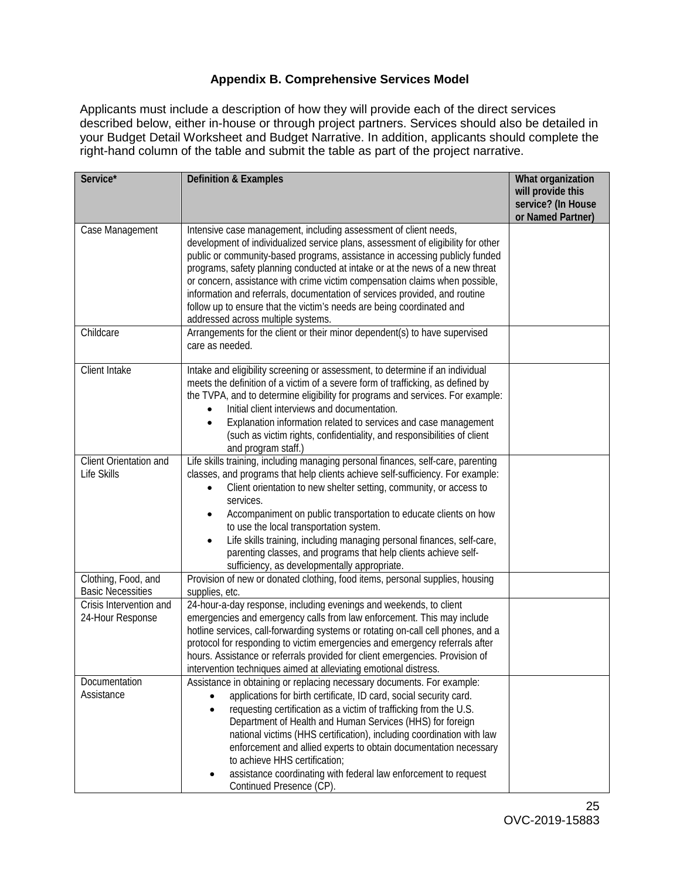### Appendix B. Comprehensive Services Model

Applicants must include a description of how they will provide each of the direct services described below, either in-house or through project partners. Services should also be detailed in your Budget Detail Worksheet and Budget Narrative. In addition, applicants should complete the right-hand column of the table and submit the table as part of the project narrative.

| Service* | Definition & Examples | What organization will provide this service? (In House or Named Partner) |
|---|---|---|
| Case Management | Intensive case management, including assessment of client needs, development of individualized service plans, assessment of eligibility for other public or community-based programs, assistance in accessing publicly funded programs, safety planning conducted at intake or at the news of a new threat or concern, assistance with crime victim compensation claims when possible, information and referrals, documentation of services provided, and routine follow up to ensure that the victim's needs are being coordinated and addressed across multiple systems. | |
| Childcare | Arrangements for the client or their minor dependent(s) to have supervised care as needed. | |
| Client Intake | Intake and eligibility screening or assessment, to determine if an individual meets the definition of a victim of a severe form of trafficking, as defined by the TVPA, and to determine eligibility for programs and services. For example: <br>• Initial client interviews and documentation. <br>• Explanation information related to services and case management (such as victim rights, confidentiality, and responsibilities of client and program staff.) | |
| Client Orientation and Life Skills | Life skills training, including managing personal finances, self-care, parenting classes, and programs that help clients achieve self-sufficiency. For example: <br>• Client orientation to new shelter setting, community, or access to services. <br>• Accompaniment on public transportation to educate clients on how to use the local transportation system. <br>• Life skills training, including managing personal finances, self-care, parenting classes, and programs that help clients achieve self-sufficiency, as developmentally appropriate. | |
| Clothing, Food, and Basic Necessities | Provision of new or donated clothing, food items, personal supplies, housing supplies, etc. | |
| Crisis Intervention and 24-Hour Response | 24-hour-a-day response, including evenings and weekends, to client emergencies and emergency calls from law enforcement. This may include hotline services, call-forwarding systems or rotating on-call cell phones, and a protocol for responding to victim emergencies and emergency referrals after hours. Assistance or referrals provided for client emergencies. Provision of intervention techniques aimed at alleviating emotional distress. | |
| Documentation Assistance | Assistance in obtaining or replacing necessary documents. For example: <br>• applications for birth certificate, ID card, social security card. <br>• requesting certification as a victim of trafficking from the U.S. Department of Health and Human Services (HHS) for foreign national victims (HHS certification), including coordination with law enforcement and allied experts to obtain documentation necessary to achieve HHS certification; <br>• assistance coordinating with federal law enforcement to request Continued Presence (CP). | |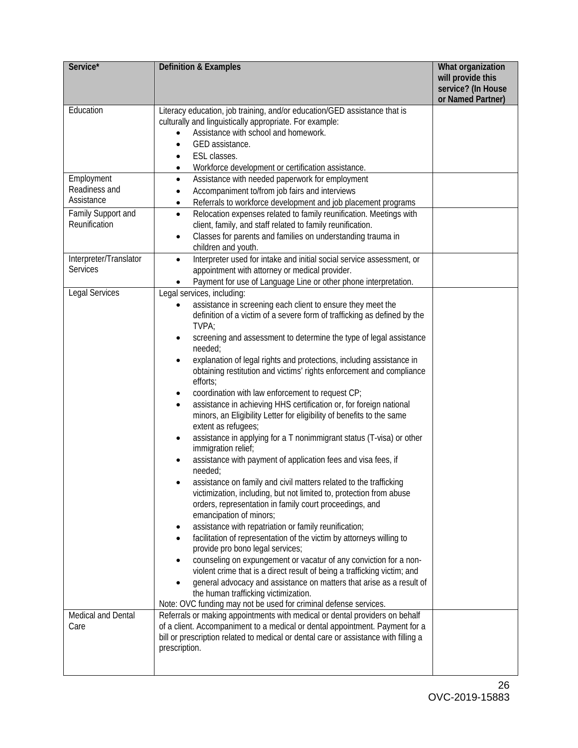| Service* | Definition & Examples | What organization will provide this service? (In House or Named Partner) |
|---|---|---|
| Education | Literacy education, job training, and/or education/GED assistance that is culturally and linguistically appropriate. For example:<br>• Assistance with school and homework.<br>• GED assistance.<br>• ESL classes.<br>• Workforce development or certification assistance. | |
| Employment Readiness and Assistance | • Assistance with needed paperwork for employment<br>• Accompaniment to/from job fairs and interviews<br>• Referrals to workforce development and job placement programs | |
| Family Support and Reunification | • Relocation expenses related to family reunification. Meetings with client, family, and staff related to family reunification.<br>• Classes for parents and families on understanding trauma in children and youth. | |
| Interpreter/Translator Services | • Interpreter used for intake and initial social service assessment, or appointment with attorney or medical provider.<br>• Payment for use of Language Line or other phone interpretation. | |
| Legal Services | Legal services, including:<br>• assistance in screening each client to ensure they meet the definition of a victim of a severe form of trafficking as defined by the TVPA;<br>• screening and assessment to determine the type of legal assistance needed;<br>• explanation of legal rights and protections, including assistance in obtaining restitution and victims' rights enforcement and compliance efforts;<br>• coordination with law enforcement to request CP;<br>• assistance in achieving HHS certification or, for foreign national minors, an Eligibility Letter for eligibility of benefits to the same extent as refugees;<br>• assistance in applying for a T nonimmigrant status (T-visa) or other immigration relief;<br>• assistance with payment of application fees and visa fees, if needed;<br>• assistance on family and civil matters related to the trafficking victimization, including, but not limited to, protection from abuse orders, representation in family court proceedings, and emancipation of minors;<br>• assistance with repatriation or family reunification;<br>• facilitation of representation of the victim by attorneys willing to provide pro bono legal services;<br>• counseling on expungement or vacatur of any conviction for a non-violent crime that is a direct result of being a trafficking victim; and<br>• general advocacy and assistance on matters that arise as a result of the human trafficking victimization.<br>Note: OVC funding may not be used for criminal defense services. | |
| Medical and Dental Care | Referrals or making appointments with medical or dental providers on behalf of a client. Accompaniment to a medical or dental appointment. Payment for a bill or prescription related to medical or dental care or assistance with filling a prescription. | |

OVC-2019-15883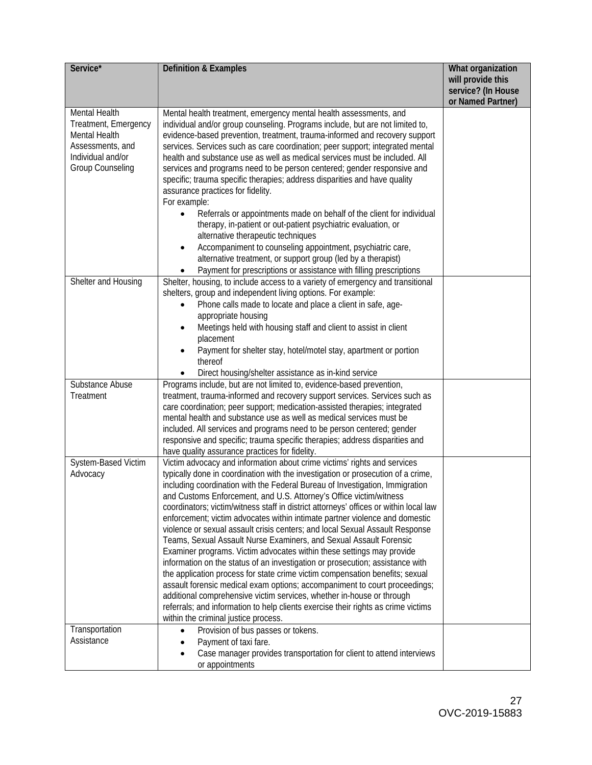| Service* | Definition & Examples | What organization will provide this service? (In House or Named Partner) |
| --- | --- | --- |
| Mental Health Treatment, Emergency Mental Health Assessments, and Individual and/or Group Counseling | Mental health treatment, emergency mental health assessments, and individual and/or group counseling. Programs include, but are not limited to, evidence-based prevention, treatment, trauma-informed and recovery support services. Services such as care coordination; peer support; integrated mental health and substance use as well as medical services must be included. All services and programs need to be person centered; gender responsive and specific; trauma specific therapies; address disparities and have quality assurance practices for fidelity.<br>For example:<br>• Referrals or appointments made on behalf of the client for individual therapy, in-patient or out-patient psychiatric evaluation, or alternative therapeutic techniques<br>• Accompaniment to counseling appointment, psychiatric care, alternative treatment, or support group (led by a therapist)<br>• Payment for prescriptions or assistance with filling prescriptions | |
| Shelter and Housing | Shelter, housing, to include access to a variety of emergency and transitional shelters, group and independent living options. For example:<br>• Phone calls made to locate and place a client in safe, age-appropriate housing<br>• Meetings held with housing staff and client to assist in client placement<br>• Payment for shelter stay, hotel/motel stay, apartment or portion thereof<br>• Direct housing/shelter assistance as in-kind service | |
| Substance Abuse Treatment | Programs include, but are not limited to, evidence-based prevention, treatment, trauma-informed and recovery support services. Services such as care coordination; peer support; medication-assisted therapies; integrated mental health and substance use as well as medical services must be included. All services and programs need to be person centered; gender responsive and specific; trauma specific therapies; address disparities and have quality assurance practices for fidelity. | |
| System-Based Victim Advocacy | Victim advocacy and information about crime victims' rights and services typically done in coordination with the investigation or prosecution of a crime, including coordination with the Federal Bureau of Investigation, Immigration and Customs Enforcement, and U.S. Attorney's Office victim/witness coordinators; victim/witness staff in district attorneys' offices or within local law enforcement; victim advocates within intimate partner violence and domestic violence or sexual assault crisis centers; and local Sexual Assault Response Teams, Sexual Assault Nurse Examiners, and Sexual Assault Forensic Examiner programs. Victim advocates within these settings may provide information on the status of an investigation or prosecution; assistance with the application process for state crime victim compensation benefits; sexual assault forensic medical exam options; accompaniment to court proceedings; additional comprehensive victim services, whether in-house or through referrals; and information to help clients exercise their rights as crime victims within the criminal justice process. | |
| Transportation Assistance | • Provision of bus passes or tokens.<br>• Payment of taxi fare.<br>• Case manager provides transportation for client to attend interviews or appointments | |

OVC-2019-15883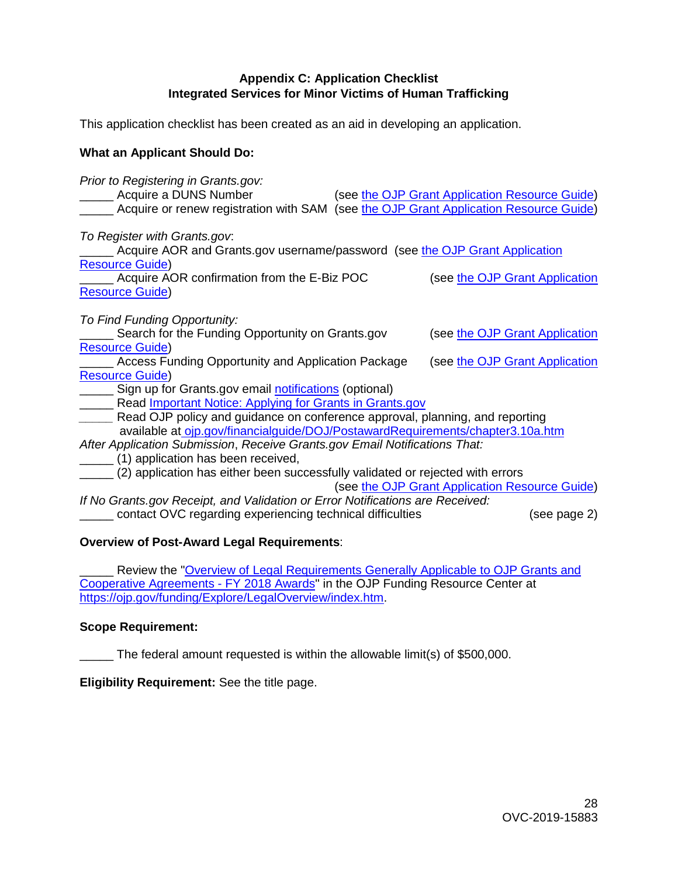**Appendix C: Application Checklist**
**Integrated Services for Minor Victims of Human Trafficking**

This application checklist has been created as an aid in developing an application.

**What an Applicant Should Do:**

*Prior to Registering in Grants.gov:*
_____ Acquire a DUNS Number (see the OJP Grant Application Resource Guide)
_____ Acquire or renew registration with SAM (see the OJP Grant Application Resource Guide)

*To Register with Grants.gov*:
_____ Acquire AOR and Grants.gov username/password (see the OJP Grant Application Resource Guide)
_____ Acquire AOR confirmation from the E-Biz POC (see the OJP Grant Application Resource Guide)

*To Find Funding Opportunity:*
_____ Search for the Funding Opportunity on Grants.gov (see the OJP Grant Application Resource Guide)
_____ Access Funding Opportunity and Application Package (see the OJP Grant Application Resource Guide)
_____ Sign up for Grants.gov email notifications (optional)
_____ Read Important Notice: Applying for Grants in Grants.gov
_____ Read OJP policy and guidance on conference approval, planning, and reporting available at ojp.gov/financialguide/DOJ/PostawardRequirements/chapter3.10a.htm

*After Application Submission*, *Receive Grants.gov Email Notifications That:*
_____ (1) application has been received,
_____ (2) application has either been successfully validated or rejected with errors (see the OJP Grant Application Resource Guide)

*If No Grants.gov Receipt, and Validation or Error Notifications are Received:*
_____ contact OVC regarding experiencing technical difficulties (see page 2)

**Overview of Post-Award Legal Requirements**:

_____ Review the "Overview of Legal Requirements Generally Applicable to OJP Grants and Cooperative Agreements - FY 2018 Awards" in the OJP Funding Resource Center at https://ojp.gov/funding/Explore/LegalOverview/index.htm.

**Scope Requirement:**

_____ The federal amount requested is within the allowable limit(s) of $500,000.

**Eligibility Requirement:** See the title page.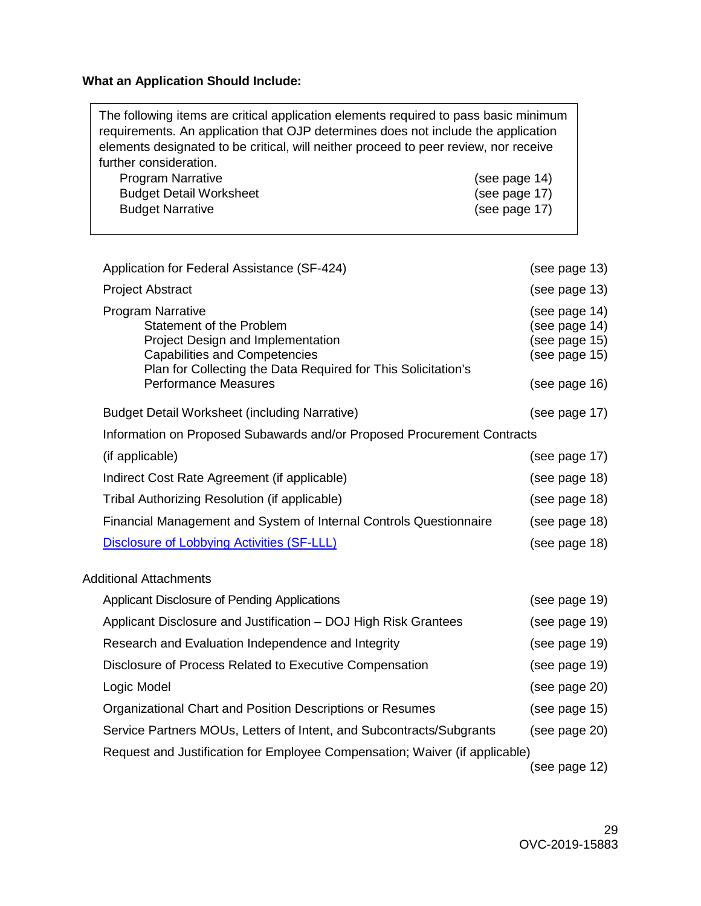**What an Application Should Include:**

> The following items are critical application elements required to pass basic minimum requirements. An application that OJP determines does not include the application elements designated to be critical, will neither proceed to peer review, nor receive further consideration.
>
> Program Narrative (see page 14)
> Budget Detail Worksheet (see page 17)
> Budget Narrative (see page 17)

- Application for Federal Assistance (SF-424) (see page 13)
- Project Abstract (see page 13)
- Program Narrative (see page 14)
  - Statement of the Problem (see page 14)
  - Project Design and Implementation (see page 15)
  - Capabilities and Competencies (see page 15)
  - Plan for Collecting the Data Required for This Solicitation's Performance Measures (see page 16)
- Budget Detail Worksheet (including Narrative) (see page 17)
- Information on Proposed Subawards and/or Proposed Procurement Contracts (if applicable) (see page 17)
- Indirect Cost Rate Agreement (if applicable) (see page 18)
- Tribal Authorizing Resolution (if applicable) (see page 18)
- Financial Management and System of Internal Controls Questionnaire (see page 18)
- Disclosure of Lobbying Activities (SF-LLL) (see page 18)

Additional Attachments

- Applicant Disclosure of Pending Applications (see page 19)
- Applicant Disclosure and Justification – DOJ High Risk Grantees (see page 19)
- Research and Evaluation Independence and Integrity (see page 19)
- Disclosure of Process Related to Executive Compensation (see page 19)
- Logic Model (see page 20)
- Organizational Chart and Position Descriptions or Resumes (see page 15)
- Service Partners MOUs, Letters of Intent, and Subcontracts/Subgrants (see page 20)
- Request and Justification for Employee Compensation; Waiver (if applicable) (see page 12)

OVC-2019-15883